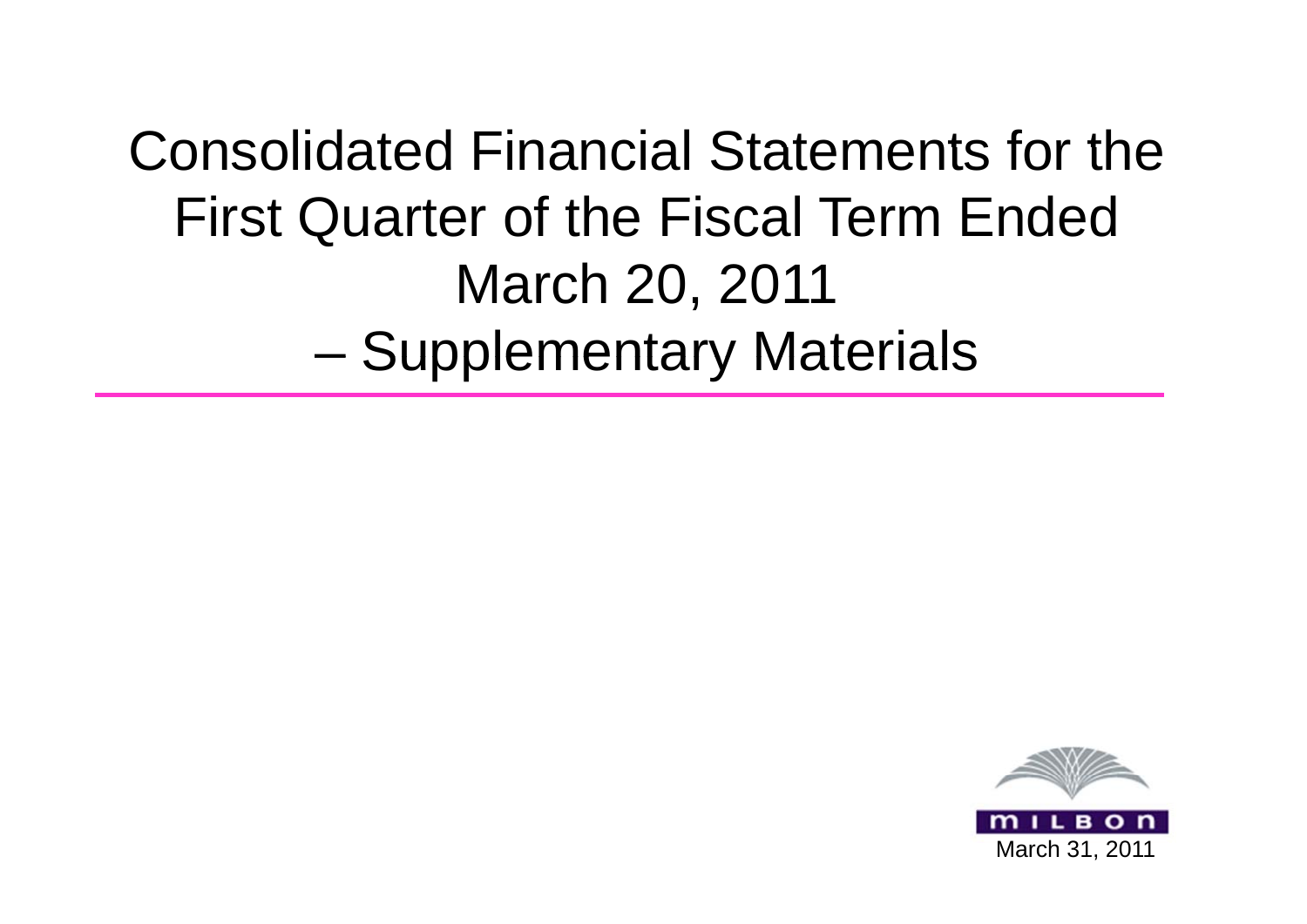# Consolidated Financial Statements for the First Quarter of the Fiscal Term Ended March 20, 2011 – Supplementary Materials

MILBON

March 31, 2011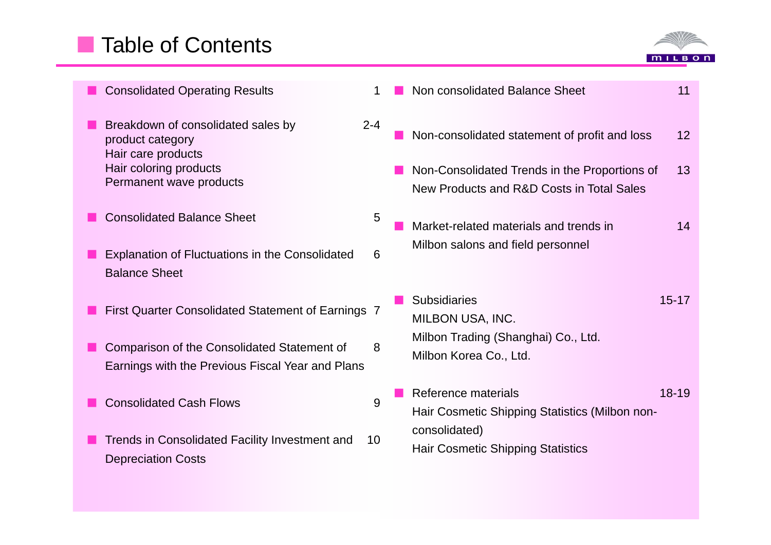# Table of Contents

- Consolidated Operating Results — 1
- Breakdown of consolidated sales by product category — 2-4
  - Hair care products
  - Hair coloring products
  - Permanent wave products
- Consolidated Balance Sheet — 5
- Explanation of Fluctuations in the Consolidated Balance Sheet — 6
- First Quarter Consolidated Statement of Earnings — 7
- Comparison of the Consolidated Statement of Earnings with the Previous Fiscal Year and Plans — 8
- Consolidated Cash Flows — 9
- Trends in Consolidated Facility Investment and Depreciation Costs — 10
- Non consolidated Balance Sheet — 11
- Non-consolidated statement of profit and loss — 12
- Non-Consolidated Trends in the Proportions of New Products and R&D Costs in Total Sales — 13
- Market-related materials and trends in Milbon salons and field personnel — 14
- Subsidiaries — 15-17
  - MILBON USA, INC.
  - Milbon Trading (Shanghai) Co., Ltd.
  - Milbon Korea Co., Ltd.
- Reference materials — 18-19
  - Hair Cosmetic Shipping Statistics (Milbon non-consolidated)
  - Hair Cosmetic Shipping Statistics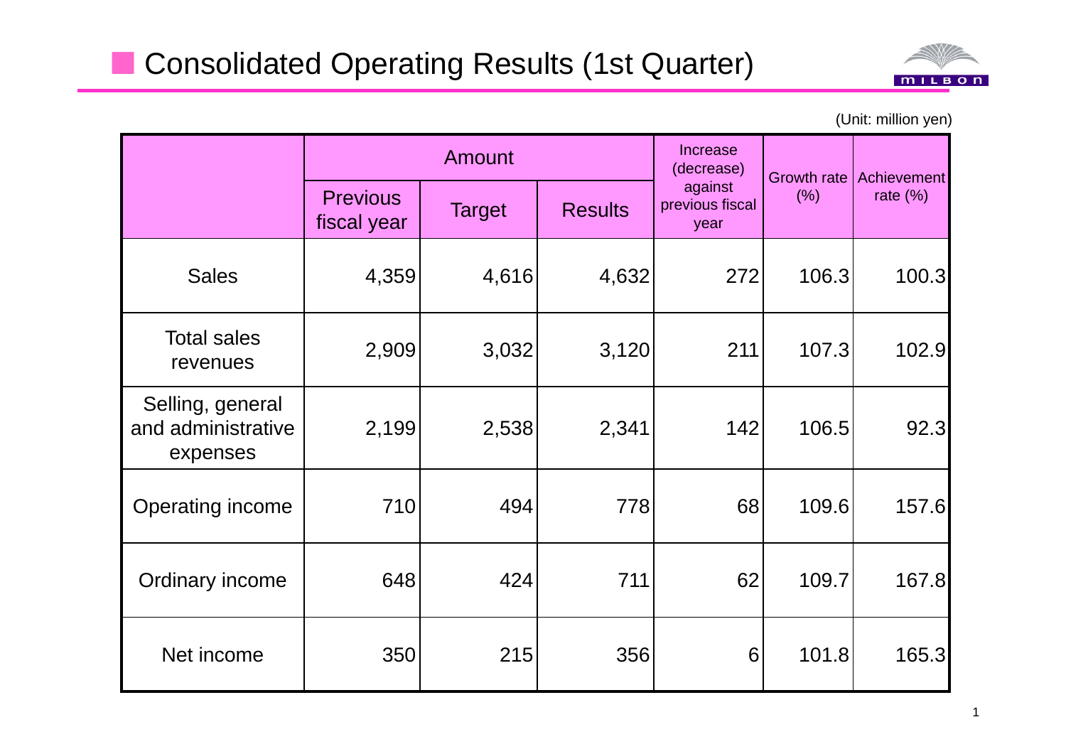## Consolidated Operating Results (1st Quarter)

(Unit: million yen)

| | Amount | | | Increase (decrease) against previous fiscal year | Growth rate (%) | Achievement rate (%) |
|---|---|---|---|---|---|---|
| | Previous fiscal year | Target | Results | | | |
| Sales | 4,359 | 4,616 | 4,632 | 272 | 106.3 | 100.3 |
| Total sales revenues | 2,909 | 3,032 | 3,120 | 211 | 107.3 | 102.9 |
| Selling, general and administrative expenses | 2,199 | 2,538 | 2,341 | 142 | 106.5 | 92.3 |
| Operating income | 710 | 494 | 778 | 68 | 109.6 | 157.6 |
| Ordinary income | 648 | 424 | 711 | 62 | 109.7 | 167.8 |
| Net income | 350 | 215 | 356 | 6 | 101.8 | 165.3 |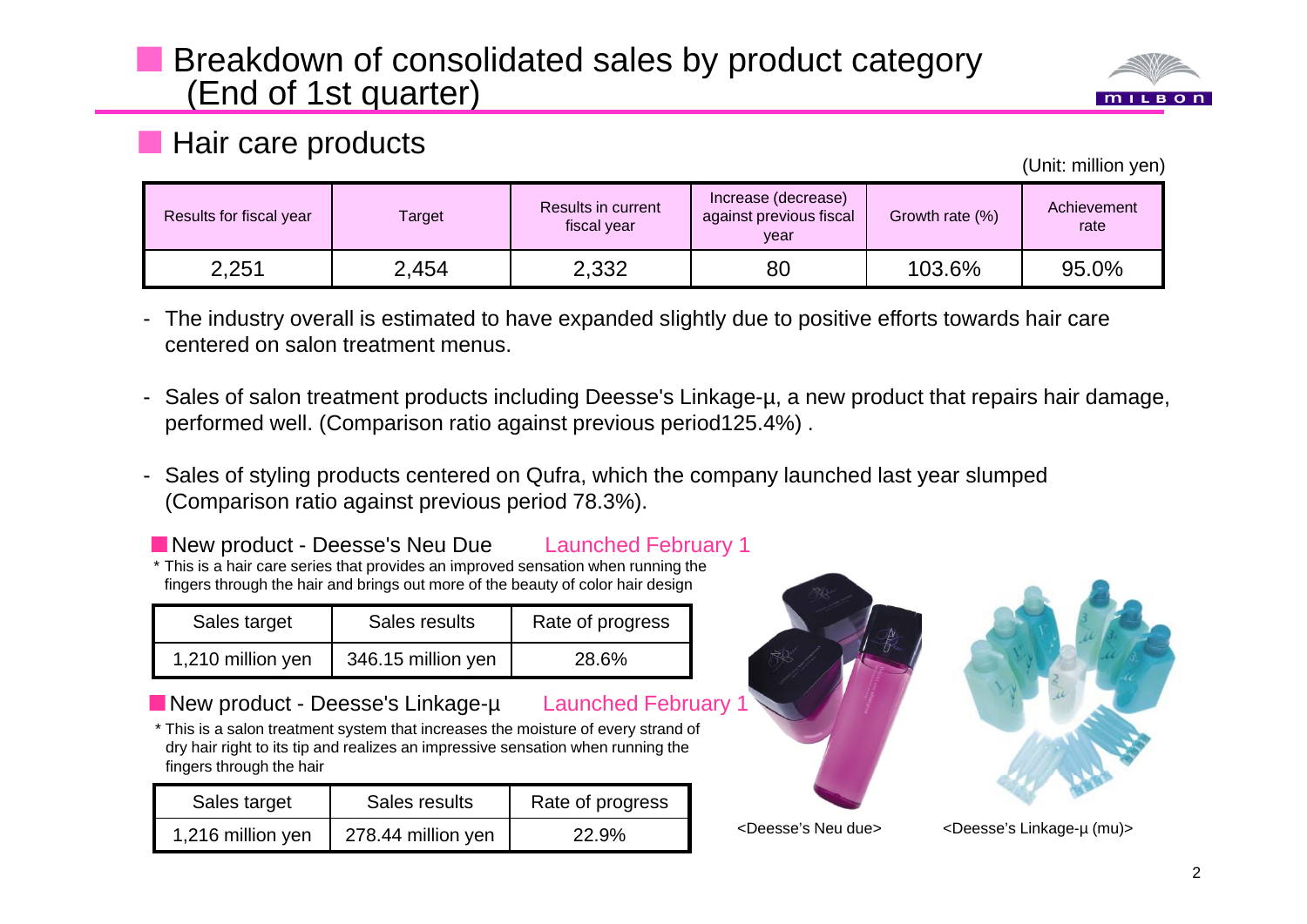# Breakdown of consolidated sales by product category (End of 1st quarter)

## Hair care products

(Unit: million yen)

| Results for fiscal year | Target | Results in current fiscal year | Increase (decrease) against previous fiscal year | Growth rate (%) | Achievement rate |
|---|---|---|---|---|---|
| 2,251 | 2,454 | 2,332 | 80 | 103.6% | 95.0% |

- The industry overall is estimated to have expanded slightly due to positive efforts towards hair care centered on salon treatment menus.
- Sales of salon treatment products including Deesse's Linkage-μ, a new product that repairs hair damage, performed well. (Comparison ratio against previous period125.4%) .
- Sales of styling products centered on Qufra, which the company launched last year slumped (Comparison ratio against previous period 78.3%).

### New product - Deesse's Neu Due  Launched February 1

* This is a hair care series that provides an improved sensation when running the fingers through the hair and brings out more of the beauty of color hair design

| Sales target | Sales results | Rate of progress |
|---|---|---|
| 1,210 million yen | 346.15 million yen | 28.6% |

### New product - Deesse's Linkage-μ  Launched February 1

* This is a salon treatment system that increases the moisture of every strand of dry hair right to its tip and realizes an impressive sensation when running the fingers through the hair

| Sales target | Sales results | Rate of progress |
|---|---|---|
| 1,216 million yen | 278.44 million yen | 22.9% |

<Deesse's Neu due>

<Deesse's Linkage-μ (mu)>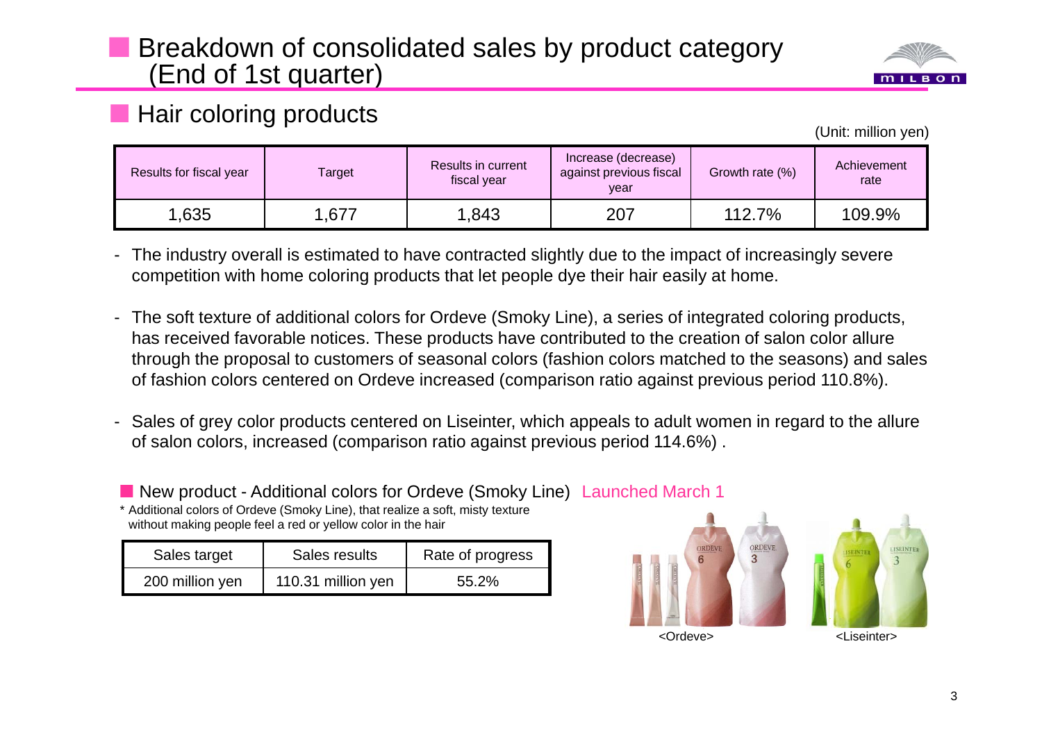# Breakdown of consolidated sales by product category (End of 1st quarter)

## Hair coloring products

(Unit: million yen)

| Results for fiscal year | Target | Results in current fiscal year | Increase (decrease) against previous fiscal year | Growth rate (%) | Achievement rate |
|---|---|---|---|---|---|
| 1,635 | 1,677 | 1,843 | 207 | 112.7% | 109.9% |

- The industry overall is estimated to have contracted slightly due to the impact of increasingly severe competition with home coloring products that let people dye their hair easily at home.

- The soft texture of additional colors for Ordeve (Smoky Line), a series of integrated coloring products, has received favorable notices. These products have contributed to the creation of salon color allure through the proposal to customers of seasonal colors (fashion colors matched to the seasons) and sales of fashion colors centered on Ordeve increased (comparison ratio against previous period 110.8%).

- Sales of grey color products centered on Liseinter, which appeals to adult women in regard to the allure of salon colors, increased (comparison ratio against previous period 114.6%) .

### New product - Additional colors for Ordeve (Smoky Line) Launched March 1

* Additional colors of Ordeve (Smoky Line), that realize a soft, misty texture without making people feel a red or yellow color in the hair

| Sales target | Sales results | Rate of progress |
|---|---|---|
| 200 million yen | 110.31 million yen | 55.2% |

<Ordeve>

<Liseinter>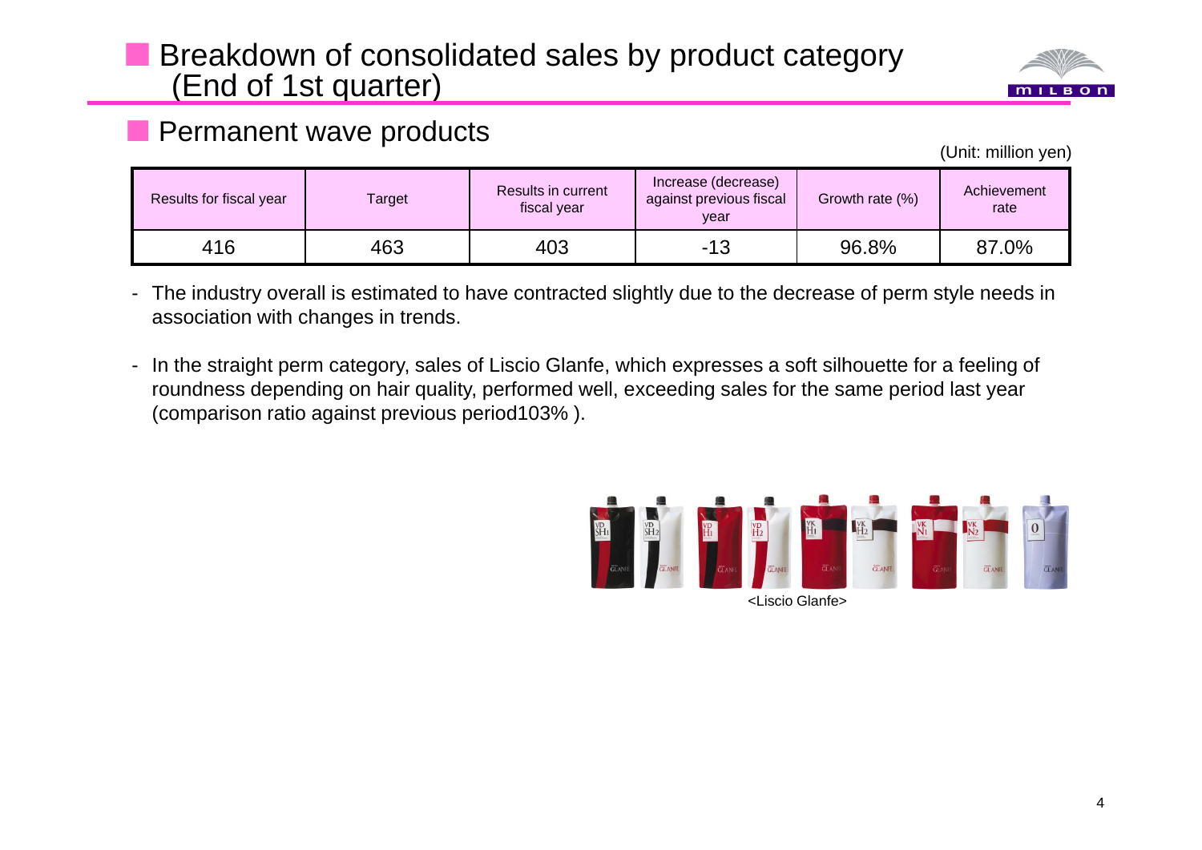## Breakdown of consolidated sales by product category (End of 1st quarter)

### Permanent wave products

(Unit: million yen)

| Results for fiscal year | Target | Results in current fiscal year | Increase (decrease) against previous fiscal year | Growth rate (%) | Achievement rate |
|---|---|---|---|---|---|
| 416 | 463 | 403 | -13 | 96.8% | 87.0% |

- The industry overall is estimated to have contracted slightly due to the decrease of perm style needs in association with changes in trends.
- In the straight perm category, sales of Liscio Glanfe, which expresses a soft silhouette for a feeling of roundness depending on hair quality, performed well, exceeding sales for the same period last year (comparison ratio against previous period103% ).

<Liscio Glanfe>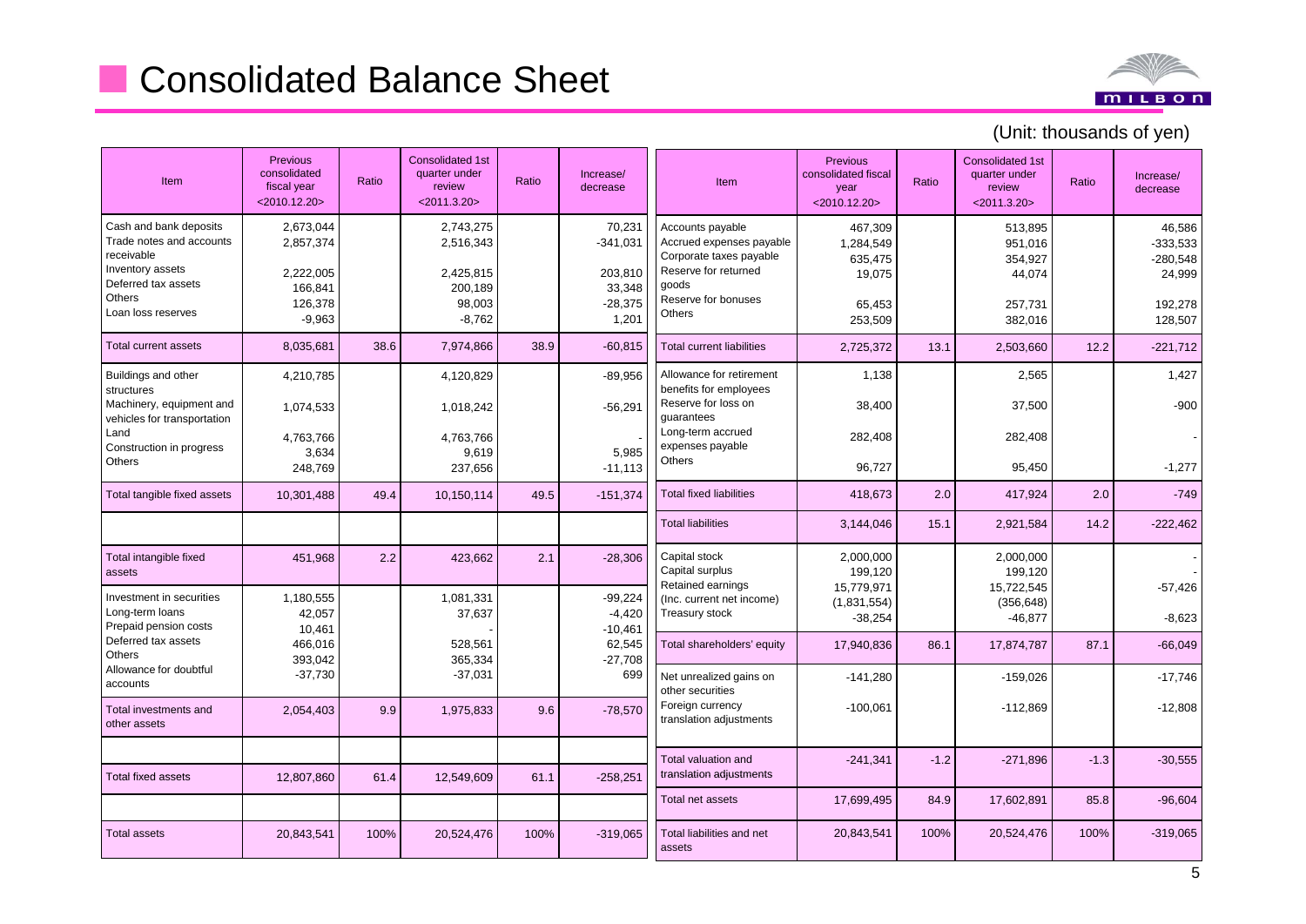# Consolidated Balance Sheet

(Unit: thousands of yen)

| Item | Previous consolidated fiscal year <2010.12.20> | Ratio | Consolidated 1st quarter under review <2011.3.20> | Ratio | Increase/ decrease |
|---|---|---|---|---|---|
| Cash and bank deposits | 2,673,044 | | 2,743,275 | | 70,231 |
| Trade notes and accounts receivable | 2,857,374 | | 2,516,343 | | -341,031 |
| Inventory assets | 2,222,005 | | 2,425,815 | | 203,810 |
| Deferred tax assets | 166,841 | | 200,189 | | 33,348 |
| Others | 126,378 | | 98,003 | | -28,375 |
| Loan loss reserves | -9,963 | | -8,762 | | 1,201 |
| Total current assets | 8,035,681 | 38.6 | 7,974,866 | 38.9 | -60,815 |
| Buildings and other structures | 4,210,785 | | 4,120,829 | | -89,956 |
| Machinery, equipment and vehicles for transportation | 1,074,533 | | 1,018,242 | | -56,291 |
| Land | 4,763,766 | | 4,763,766 | | - |
| Construction in progress | 3,634 | | 9,619 | | 5,985 |
| Others | 248,769 | | 237,656 | | -11,113 |
| Total tangible fixed assets | 10,301,488 | 49.4 | 10,150,114 | 49.5 | -151,374 |
| Total intangible fixed assets | 451,968 | 2.2 | 423,662 | 2.1 | -28,306 |
| Investment in securities | 1,180,555 | | 1,081,331 | | -99,224 |
| Long-term loans | 42,057 | | 37,637 | | -4,420 |
| Prepaid pension costs | 10,461 | | - | | -10,461 |
| Deferred tax assets | 466,016 | | 528,561 | | 62,545 |
| Others | 393,042 | | 365,334 | | -27,708 |
| Allowance for doubtful accounts | -37,730 | | -37,031 | | 699 |
| Total investments and other assets | 2,054,403 | 9.9 | 1,975,833 | 9.6 | -78,570 |
| Total fixed assets | 12,807,860 | 61.4 | 12,549,609 | 61.1 | -258,251 |
| Total assets | 20,843,541 | 100% | 20,524,476 | 100% | -319,065 |

| Item | Previous consolidated fiscal year <2010.12.20> | Ratio | Consolidated 1st quarter under review <2011.3.20> | Ratio | Increase/ decrease |
|---|---|---|---|---|---|
| Accounts payable | 467,309 | | 513,895 | | 46,586 |
| Accrued expenses payable | 1,284,549 | | 951,016 | | -333,533 |
| Corporate taxes payable | 635,475 | | 354,927 | | -280,548 |
| Reserve for returned goods | 19,075 | | 44,074 | | 24,999 |
| Reserve for bonuses | 65,453 | | 257,731 | | 192,278 |
| Others | 253,509 | | 382,016 | | 128,507 |
| Total current liabilities | 2,725,372 | 13.1 | 2,503,660 | 12.2 | -221,712 |
| Allowance for retirement benefits for employees | 1,138 | | 2,565 | | 1,427 |
| Reserve for loss on guarantees | 38,400 | | 37,500 | | -900 |
| Long-term accrued expenses payable | 282,408 | | 282,408 | | - |
| Others | 96,727 | | 95,450 | | -1,277 |
| Total fixed liabilities | 418,673 | 2.0 | 417,924 | 2.0 | -749 |
| Total liabilities | 3,144,046 | 15.1 | 2,921,584 | 14.2 | -222,462 |
| Capital stock | 2,000,000 | | 2,000,000 | | - |
| Capital surplus | 199,120 | | 199,120 | | - |
| Retained earnings | 15,779,971 | | 15,722,545 | | -57,426 |
| (Inc. current net income) | (1,831,554) | | (356,648) | | |
| Treasury stock | -38,254 | | -46,877 | | -8,623 |
| Total shareholders' equity | 17,940,836 | 86.1 | 17,874,787 | 87.1 | -66,049 |
| Net unrealized gains on other securities | -141,280 | | -159,026 | | -17,746 |
| Foreign currency translation adjustments | -100,061 | | -112,869 | | -12,808 |
| Total valuation and translation adjustments | -241,341 | -1.2 | -271,896 | -1.3 | -30,555 |
| Total net assets | 17,699,495 | 84.9 | 17,602,891 | 85.8 | -96,604 |
| Total liabilities and net assets | 20,843,541 | 100% | 20,524,476 | 100% | -319,065 |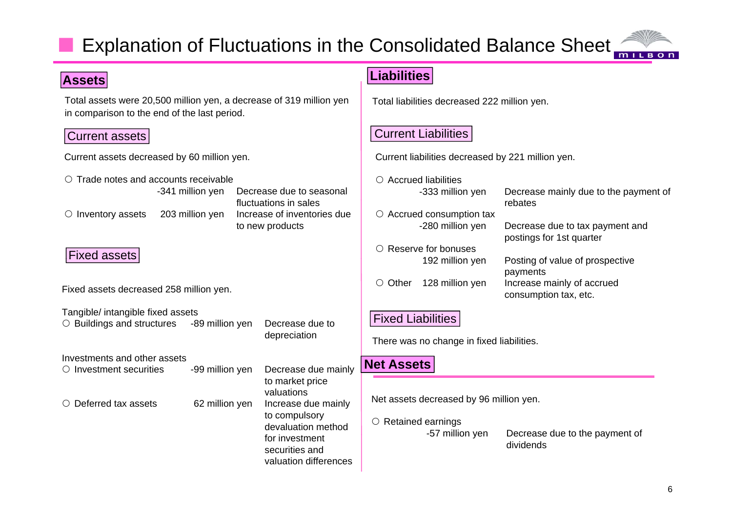# Explanation of Fluctuations in the Consolidated Balance Sheet

## Assets

Total assets were 20,500 million yen, a decrease of 319 million yen in comparison to the end of the last period.

### Current assets

Current assets decreased by 60 million yen.

| Item | Amount | Explanation |
|---|---|---|
| ○ Trade notes and accounts receivable | -341 million yen | Decrease due to seasonal fluctuations in sales |
| ○ Inventory assets | 203 million yen | Increase of inventories due to new products |

### Fixed assets

Fixed assets decreased 258 million yen.

Tangible/ intangible fixed assets

| Item | Amount | Explanation |
|---|---|---|
| ○ Buildings and structures | -89 million yen | Decrease due to depreciation |

Investments and other assets

| Item | Amount | Explanation |
|---|---|---|
| ○ Investment securities | -99 million yen | Decrease due mainly to market price valuations |
| ○ Deferred tax assets | 62 million yen | Increase due mainly to compulsory devaluation method for investment securities and valuation differences |

## Liabilities

Total liabilities decreased 222 million yen.

### Current Liabilities

Current liabilities decreased by 221 million yen.

| Item | Amount | Explanation |
|---|---|---|
| ○ Accrued liabilities | -333 million yen | Decrease mainly due to the payment of rebates |
| ○ Accrued consumption tax | -280 million yen | Decrease due to tax payment and postings for 1st quarter |
| ○ Reserve for bonuses | 192 million yen | Posting of value of prospective payments |
| ○ Other | 128 million yen | Increase mainly of accrued consumption tax, etc. |

### Fixed Liabilities

There was no change in fixed liabilities.

## Net Assets

Net assets decreased by 96 million yen.

| Item | Amount | Explanation |
|---|---|---|
| ○ Retained earnings | -57 million yen | Decrease due to the payment of dividends |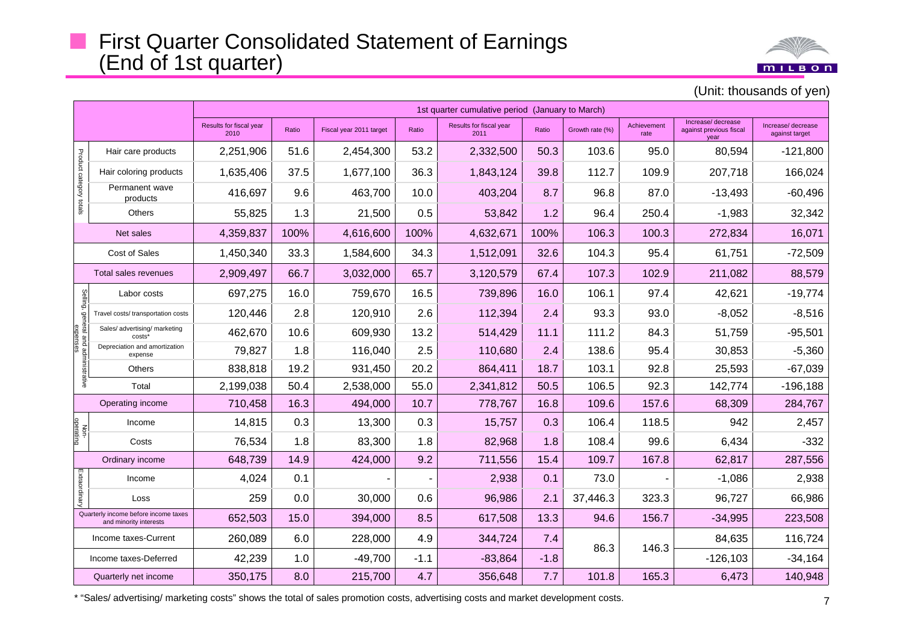# First Quarter Consolidated Statement of Earnings (End of 1st quarter)

(Unit: thousands of yen)

| | | 1st quarter cumulative period (January to March) | | | | | | | | | |
|---|---|---|---|---|---|---|---|---|---|---|---|
| | | Results for fiscal year 2010 | Ratio | Fiscal year 2011 target | Ratio | Results for fiscal year 2011 | Ratio | Growth rate (%) | Achievement rate | Increase/ decrease against previous fiscal year | Increase/ decrease against target |
| Product category totals | Hair care products | 2,251,906 | 51.6 | 2,454,300 | 53.2 | 2,332,500 | 50.3 | 103.6 | 95.0 | 80,594 | -121,800 |
| | Hair coloring products | 1,635,406 | 37.5 | 1,677,100 | 36.3 | 1,843,124 | 39.8 | 112.7 | 109.9 | 207,718 | 166,024 |
| | Permanent wave products | 416,697 | 9.6 | 463,700 | 10.0 | 403,204 | 8.7 | 96.8 | 87.0 | -13,493 | -60,496 |
| | Others | 55,825 | 1.3 | 21,500 | 0.5 | 53,842 | 1.2 | 96.4 | 250.4 | -1,983 | 32,342 |
| Net sales | | 4,359,837 | 100% | 4,616,600 | 100% | 4,632,671 | 100% | 106.3 | 100.3 | 272,834 | 16,071 |
| Cost of Sales | | 1,450,340 | 33.3 | 1,584,600 | 34.3 | 1,512,091 | 32.6 | 104.3 | 95.4 | 61,751 | -72,509 |
| Total sales revenues | | 2,909,497 | 66.7 | 3,032,000 | 65.7 | 3,120,579 | 67.4 | 107.3 | 102.9 | 211,082 | 88,579 |
| Selling, general and administrative expenses | Labor costs | 697,275 | 16.0 | 759,670 | 16.5 | 739,896 | 16.0 | 106.1 | 97.4 | 42,621 | -19,774 |
| | Travel costs/ transportation costs | 120,446 | 2.8 | 120,910 | 2.6 | 112,394 | 2.4 | 93.3 | 93.0 | -8,052 | -8,516 |
| | Sales/ advertising/ marketing costs* | 462,670 | 10.6 | 609,930 | 13.2 | 514,429 | 11.1 | 111.2 | 84.3 | 51,759 | -95,501 |
| | Depreciation and amortization expense | 79,827 | 1.8 | 116,040 | 2.5 | 110,680 | 2.4 | 138.6 | 95.4 | 30,853 | -5,360 |
| | Others | 838,818 | 19.2 | 931,450 | 20.2 | 864,411 | 18.7 | 103.1 | 92.8 | 25,593 | -67,039 |
| | Total | 2,199,038 | 50.4 | 2,538,000 | 55.0 | 2,341,812 | 50.5 | 106.5 | 92.3 | 142,774 | -196,188 |
| Operating income | | 710,458 | 16.3 | 494,000 | 10.7 | 778,767 | 16.8 | 109.6 | 157.6 | 68,309 | 284,767 |
| Non-operating | Income | 14,815 | 0.3 | 13,300 | 0.3 | 15,757 | 0.3 | 106.4 | 118.5 | 942 | 2,457 |
| | Costs | 76,534 | 1.8 | 83,300 | 1.8 | 82,968 | 1.8 | 108.4 | 99.6 | 6,434 | -332 |
| Ordinary income | | 648,739 | 14.9 | 424,000 | 9.2 | 711,556 | 15.4 | 109.7 | 167.8 | 62,817 | 287,556 |
| Extraordinary | Income | 4,024 | 0.1 | - | - | 2,938 | 0.1 | 73.0 | - | -1,086 | 2,938 |
| | Loss | 259 | 0.0 | 30,000 | 0.6 | 96,986 | 2.1 | 37,446.3 | 323.3 | 96,727 | 66,986 |
| Quarterly income before income taxes and minority interests | | 652,503 | 15.0 | 394,000 | 8.5 | 617,508 | 13.3 | 94.6 | 156.7 | -34,995 | 223,508 |
| Income taxes-Current | | 260,089 | 6.0 | 228,000 | 4.9 | 344,724 | 7.4 | 86.3 | 146.3 | 84,635 | 116,724 |
| Income taxes-Deferred | | 42,239 | 1.0 | -49,700 | -1.1 | -83,864 | -1.8 | | | -126,103 | -34,164 |
| Quarterly net income | | 350,175 | 8.0 | 215,700 | 4.7 | 356,648 | 7.7 | 101.8 | 165.3 | 6,473 | 140,948 |

* "Sales/ advertising/ marketing costs" shows the total of sales promotion costs, advertising costs and market development costs.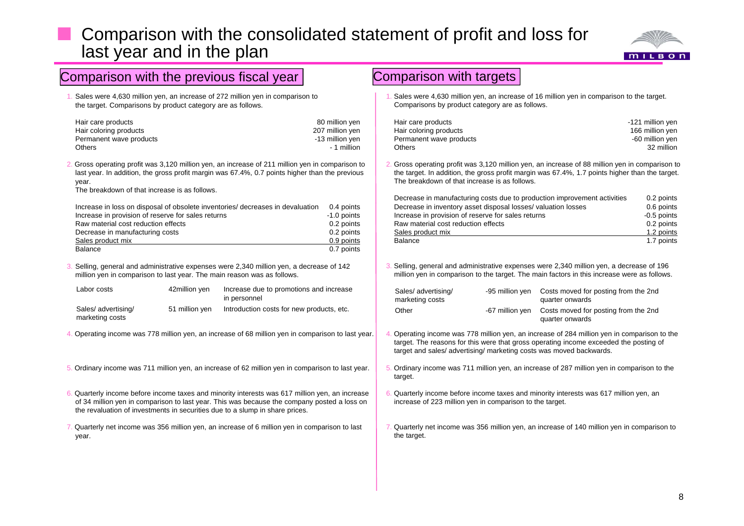# Comparison with the consolidated statement of profit and loss for last year and in the plan

## Comparison with the previous fiscal year

1. Sales were 4,630 million yen, an increase of 272 million yen in comparison to the target. Comparisons by product category are as follows.

| | |
|---|---|
| Hair care products | 80 million yen |
| Hair coloring products | 207 million yen |
| Permanent wave products | -13 million yen |
| Others | - 1 million |

2. Gross operating profit was 3,120 million yen, an increase of 211 million yen in comparison to last year. In addition, the gross profit margin was 67.4%, 0.7 points higher than the previous year.
   The breakdown of that increase is as follows.

| | |
|---|---|
| Increase in loss on disposal of obsolete inventories/ decreases in devaluation | 0.4 points |
| Increase in provision of reserve for sales returns | -1.0 points |
| Raw material cost reduction effects | 0.2 points |
| Decrease in manufacturing costs | 0.2 points |
| Sales product mix | 0.9 points |
| Balance | 0.7 points |

3. Selling, general and administrative expenses were 2,340 million yen, a decrease of 142 million yen in comparison to last year. The main reason was as follows.

| | | |
|---|---|---|
| Labor costs | 42million yen | Increase due to promotions and increase in personnel |
| Sales/ advertising/ marketing costs | 51 million yen | Introduction costs for new products, etc. |

4. Operating income was 778 million yen, an increase of 68 million yen in comparison to last year.

5. Ordinary income was 711 million yen, an increase of 62 million yen in comparison to last year.

6. Quarterly income before income taxes and minority interests was 617 million yen, an increase of 34 million yen in comparison to last year. This was because the company posted a loss on the revaluation of investments in securities due to a slump in share prices.

7. Quarterly net income was 356 million yen, an increase of 6 million yen in comparison to last year.

## Comparison with targets

1. Sales were 4,630 million yen, an increase of 16 million yen in comparison to the target. Comparisons by product category are as follows.

| | |
|---|---|
| Hair care products | -121 million yen |
| Hair coloring products | 166 million yen |
| Permanent wave products | -60 million yen |
| Others | 32 million |

2. Gross operating profit was 3,120 million yen, an increase of 88 million yen in comparison to the target. In addition, the gross profit margin was 67.4%, 1.7 points higher than the target. The breakdown of that increase is as follows.

| | |
|---|---|
| Decrease in manufacturing costs due to production improvement activities | 0.2 points |
| Decrease in inventory asset disposal losses/ valuation losses | 0.6 points |
| Increase in provision of reserve for sales returns | -0.5 points |
| Raw material cost reduction effects | 0.2 points |
| Sales product mix | 1.2 points |
| Balance | 1.7 points |

3. Selling, general and administrative expenses were 2,340 million yen, a decrease of 196 million yen in comparison to the target. The main factors in this increase were as follows.

| | | |
|---|---|---|
| Sales/ advertising/ marketing costs | -95 million yen | Costs moved for posting from the 2nd quarter onwards |
| Other | -67 million yen | Costs moved for posting from the 2nd quarter onwards |

4. Operating income was 778 million yen, an increase of 284 million yen in comparison to the target. The reasons for this were that gross operating income exceeded the posting of target and sales/ advertising/ marketing costs was moved backwards.

5. Ordinary income was 711 million yen, an increase of 287 million yen in comparison to the target.

6. Quarterly income before income taxes and minority interests was 617 million yen, an increase of 223 million yen in comparison to the target.

7. Quarterly net income was 356 million yen, an increase of 140 million yen in comparison to the target.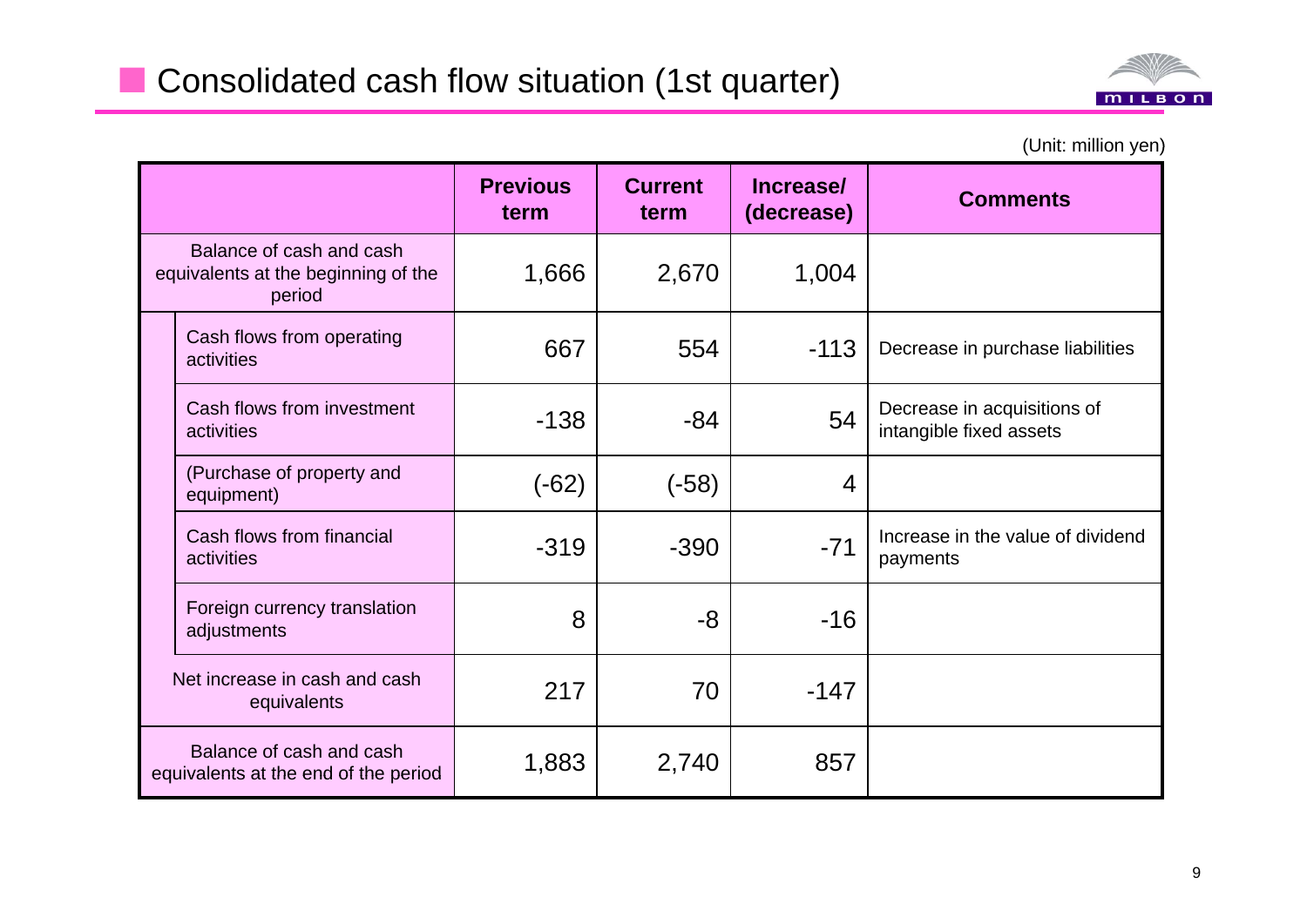## Consolidated cash flow situation (1st quarter)

(Unit: million yen)

| | Previous term | Current term | Increase/ (decrease) | Comments |
|---|---|---|---|---|
| Balance of cash and cash equivalents at the beginning of the period | 1,666 | 2,670 | 1,004 | |
| Cash flows from operating activities | 667 | 554 | -113 | Decrease in purchase liabilities |
| Cash flows from investment activities | -138 | -84 | 54 | Decrease in acquisitions of intangible fixed assets |
| (Purchase of property and equipment) | (-62) | (-58) | 4 | |
| Cash flows from financial activities | -319 | -390 | -71 | Increase in the value of dividend payments |
| Foreign currency translation adjustments | 8 | -8 | -16 | |
| Net increase in cash and cash equivalents | 217 | 70 | -147 | |
| Balance of cash and cash equivalents at the end of the period | 1,883 | 2,740 | 857 | |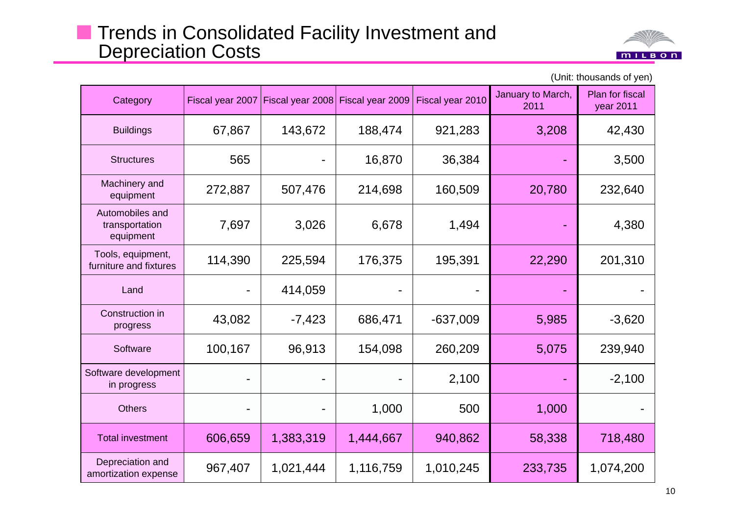## Trends in Consolidated Facility Investment and Depreciation Costs

(Unit: thousands of yen)

| Category | Fiscal year 2007 | Fiscal year 2008 | Fiscal year 2009 | Fiscal year 2010 | January to March, 2011 | Plan for fiscal year 2011 |
|---|---|---|---|---|---|---|
| Buildings | 67,867 | 143,672 | 188,474 | 921,283 | 3,208 | 42,430 |
| Structures | 565 | - | 16,870 | 36,384 | - | 3,500 |
| Machinery and equipment | 272,887 | 507,476 | 214,698 | 160,509 | 20,780 | 232,640 |
| Automobiles and transportation equipment | 7,697 | 3,026 | 6,678 | 1,494 | - | 4,380 |
| Tools, equipment, furniture and fixtures | 114,390 | 225,594 | 176,375 | 195,391 | 22,290 | 201,310 |
| Land | - | 414,059 | - | - | - | - |
| Construction in progress | 43,082 | -7,423 | 686,471 | -637,009 | 5,985 | -3,620 |
| Software | 100,167 | 96,913 | 154,098 | 260,209 | 5,075 | 239,940 |
| Software development in progress | - | - | - | 2,100 | - | -2,100 |
| Others | - | - | 1,000 | 500 | 1,000 | - |
| Total investment | 606,659 | 1,383,319 | 1,444,667 | 940,862 | 58,338 | 718,480 |
| Depreciation and amortization expense | 967,407 | 1,021,444 | 1,116,759 | 1,010,245 | 233,735 | 1,074,200 |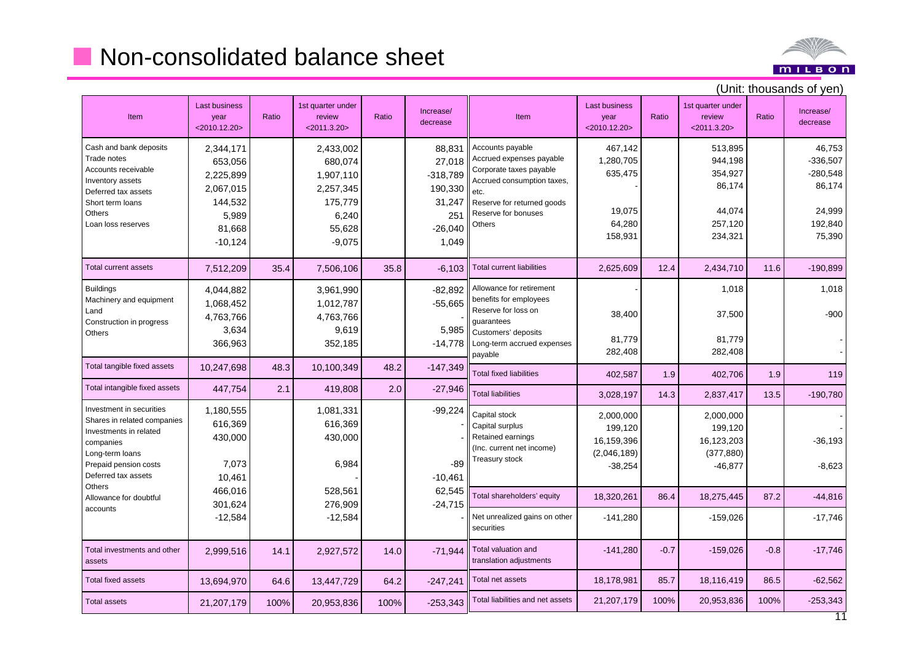# Non-consolidated balance sheet

(Unit: thousands of yen)

| Item | Last business year <2010.12.20> | Ratio | 1st quarter under review <2011.3.20> | Ratio | Increase/ decrease |
|---|---|---|---|---|---|
| Cash and bank deposits | 2,344,171 | | 2,433,002 | | 88,831 |
| Trade notes | 653,056 | | 680,074 | | 27,018 |
| Accounts receivable | 2,225,899 | | 1,907,110 | | -318,789 |
| Inventory assets | 2,067,015 | | 2,257,345 | | 190,330 |
| Deferred tax assets | 144,532 | | 175,779 | | 31,247 |
| Short term loans | 5,989 | | 6,240 | | 251 |
| Others | 81,668 | | 55,628 | | -26,040 |
| Loan loss reserves | -10,124 | | -9,075 | | 1,049 |
| Total current assets | 7,512,209 | 35.4 | 7,506,106 | 35.8 | -6,103 |
| Buildings | 4,044,882 | | 3,961,990 | | -82,892 |
| Machinery and equipment | 1,068,452 | | 1,012,787 | | -55,665 |
| Land | 4,763,766 | | 4,763,766 | | - |
| Construction in progress | 3,634 | | 9,619 | | 5,985 |
| Others | 366,963 | | 352,185 | | -14,778 |
| Total tangible fixed assets | 10,247,698 | 48.3 | 10,100,349 | 48.2 | -147,349 |
| Total intangible fixed assets | 447,754 | 2.1 | 419,808 | 2.0 | -27,946 |
| Investment in securities | 1,180,555 | | 1,081,331 | | -99,224 |
| Shares in related companies | 616,369 | | 616,369 | | - |
| Investments in related companies | 430,000 | | 430,000 | | - |
| Long-term loans | 7,073 | | 6,984 | | -89 |
| Prepaid pension costs | 10,461 | | - | | -10,461 |
| Deferred tax assets | 466,016 | | 528,561 | | 62,545 |
| Others | 301,624 | | 276,909 | | -24,715 |
| Allowance for doubtful accounts | -12,584 | | -12,584 | | - |
| Total investments and other assets | 2,999,516 | 14.1 | 2,927,572 | 14.0 | -71,944 |
| Total fixed assets | 13,694,970 | 64.6 | 13,447,729 | 64.2 | -247,241 |
| Total assets | 21,207,179 | 100% | 20,953,836 | 100% | -253,343 |

| Item | Last business year <2010.12.20> | Ratio | 1st quarter under review <2011.3.20> | Ratio | Increase/ decrease |
|---|---|---|---|---|---|
| Accounts payable | 467,142 | | 513,895 | | 46,753 |
| Accrued expenses payable | 1,280,705 | | 944,198 | | -336,507 |
| Corporate taxes payable | 635,475 | | 354,927 | | -280,548 |
| Accrued consumption taxes, etc. | - | | 86,174 | | 86,174 |
| Reserve for returned goods | 19,075 | | 44,074 | | 24,999 |
| Reserve for bonuses | 64,280 | | 257,120 | | 192,840 |
| Others | 158,931 | | 234,321 | | 75,390 |
| Total current liabilities | 2,625,609 | 12.4 | 2,434,710 | 11.6 | -190,899 |
| Allowance for retirement benefits for employees | - | | 1,018 | | 1,018 |
| Reserve for loss on guarantees | 38,400 | | 37,500 | | -900 |
| Customers' deposits | 81,779 | | 81,779 | | - |
| Long-term accrued expenses payable | 282,408 | | 282,408 | | - |
| Total fixed liabilities | 402,587 | 1.9 | 402,706 | 1.9 | 119 |
| Total liabilities | 3,028,197 | 14.3 | 2,837,417 | 13.5 | -190,780 |
| Capital stock | 2,000,000 | | 2,000,000 | | - |
| Capital surplus | 199,120 | | 199,120 | | - |
| Retained earnings | 16,159,396 | | 16,123,203 | | -36,193 |
| (Inc. current net income) | (2,046,189) | | (377,880) | | |
| Treasury stock | -38,254 | | -46,877 | | -8,623 |
| Total shareholders' equity | 18,320,261 | 86.4 | 18,275,445 | 87.2 | -44,816 |
| Net unrealized gains on other securities | -141,280 | | -159,026 | | -17,746 |
| Total valuation and translation adjustments | -141,280 | -0.7 | -159,026 | -0.8 | -17,746 |
| Total net assets | 18,178,981 | 85.7 | 18,116,419 | 86.5 | -62,562 |
| Total liabilities and net assets | 21,207,179 | 100% | 20,953,836 | 100% | -253,343 |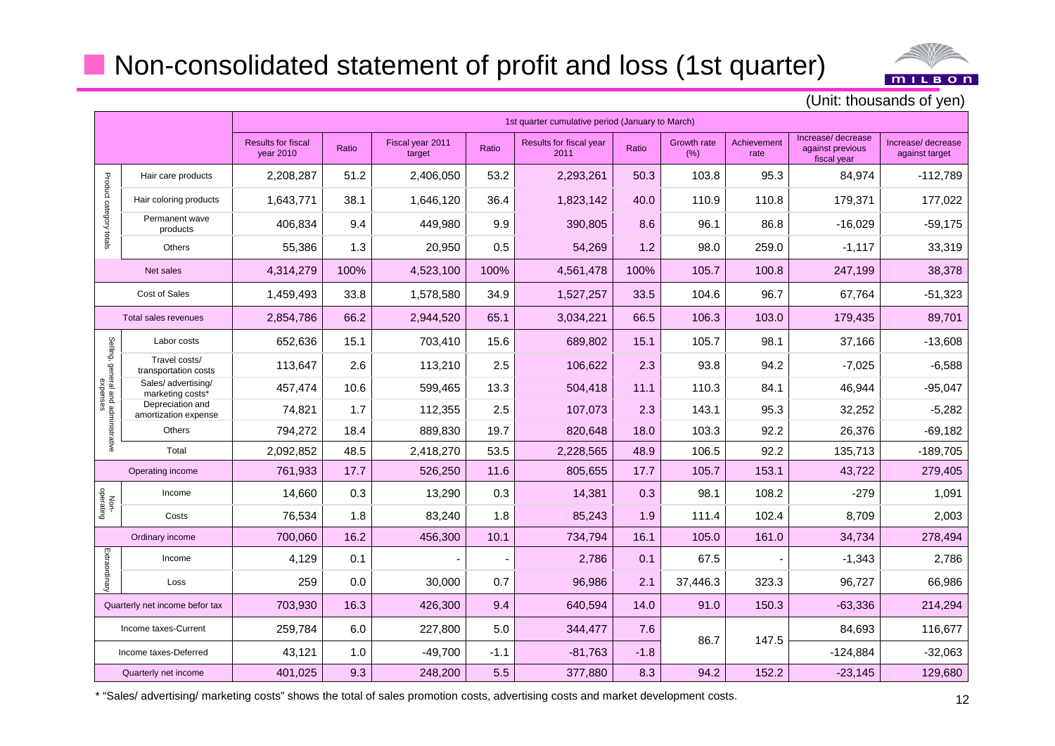## Non-consolidated statement of profit and loss (1st quarter)

(Unit: thousands of yen)

| | | 1st quarter cumulative period (January to March) | | | | | | | | | |
|---|---|---|---|---|---|---|---|---|---|---|---|
| | | Results for fiscal year 2010 | Ratio | Fiscal year 2011 target | Ratio | Results for fiscal year 2011 | Ratio | Growth rate (%) | Achievement rate | Increase/ decrease against previous fiscal year | Increase/ decrease against target |
| Product category totals | Hair care products | 2,208,287 | 51.2 | 2,406,050 | 53.2 | 2,293,261 | 50.3 | 103.8 | 95.3 | 84,974 | -112,789 |
| | Hair coloring products | 1,643,771 | 38.1 | 1,646,120 | 36.4 | 1,823,142 | 40.0 | 110.9 | 110.8 | 179,371 | 177,022 |
| | Permanent wave products | 406,834 | 9.4 | 449,980 | 9.9 | 390,805 | 8.6 | 96.1 | 86.8 | -16,029 | -59,175 |
| | Others | 55,386 | 1.3 | 20,950 | 0.5 | 54,269 | 1.2 | 98.0 | 259.0 | -1,117 | 33,319 |
| Net sales | | 4,314,279 | 100% | 4,523,100 | 100% | 4,561,478 | 100% | 105.7 | 100.8 | 247,199 | 38,378 |
| Cost of Sales | | 1,459,493 | 33.8 | 1,578,580 | 34.9 | 1,527,257 | 33.5 | 104.6 | 96.7 | 67,764 | -51,323 |
| Total sales revenues | | 2,854,786 | 66.2 | 2,944,520 | 65.1 | 3,034,221 | 66.5 | 106.3 | 103.0 | 179,435 | 89,701 |
| Selling, general and administrative expenses | Labor costs | 652,636 | 15.1 | 703,410 | 15.6 | 689,802 | 15.1 | 105.7 | 98.1 | 37,166 | -13,608 |
| | Travel costs/ transportation costs | 113,647 | 2.6 | 113,210 | 2.5 | 106,622 | 2.3 | 93.8 | 94.2 | -7,025 | -6,588 |
| | Sales/ advertising/ marketing costs* | 457,474 | 10.6 | 599,465 | 13.3 | 504,418 | 11.1 | 110.3 | 84.1 | 46,944 | -95,047 |
| | Depreciation and amortization expense | 74,821 | 1.7 | 112,355 | 2.5 | 107,073 | 2.3 | 143.1 | 95.3 | 32,252 | -5,282 |
| | Others | 794,272 | 18.4 | 889,830 | 19.7 | 820,648 | 18.0 | 103.3 | 92.2 | 26,376 | -69,182 |
| | Total | 2,092,852 | 48.5 | 2,418,270 | 53.5 | 2,228,565 | 48.9 | 106.5 | 92.2 | 135,713 | -189,705 |
| Operating income | | 761,933 | 17.7 | 526,250 | 11.6 | 805,655 | 17.7 | 105.7 | 153.1 | 43,722 | 279,405 |
| Non-operating | Income | 14,660 | 0.3 | 13,290 | 0.3 | 14,381 | 0.3 | 98.1 | 108.2 | -279 | 1,091 |
| | Costs | 76,534 | 1.8 | 83,240 | 1.8 | 85,243 | 1.9 | 111.4 | 102.4 | 8,709 | 2,003 |
| Ordinary income | | 700,060 | 16.2 | 456,300 | 10.1 | 734,794 | 16.1 | 105.0 | 161.0 | 34,734 | 278,494 |
| Extraordinary | Income | 4,129 | 0.1 | - | - | 2,786 | 0.1 | 67.5 | - | -1,343 | 2,786 |
| | Loss | 259 | 0.0 | 30,000 | 0.7 | 96,986 | 2.1 | 37,446.3 | 323.3 | 96,727 | 66,986 |
| Quarterly net income befor tax | | 703,930 | 16.3 | 426,300 | 9.4 | 640,594 | 14.0 | 91.0 | 150.3 | -63,336 | 214,294 |
| Income taxes-Current | | 259,784 | 6.0 | 227,800 | 5.0 | 344,477 | 7.6 | 86.7 | 147.5 | 84,693 | 116,677 |
| Income taxes-Deferred | | 43,121 | 1.0 | -49,700 | -1.1 | -81,763 | -1.8 | | | -124,884 | -32,063 |
| Quarterly net income | | 401,025 | 9.3 | 248,200 | 5.5 | 377,880 | 8.3 | 94.2 | 152.2 | -23,145 | 129,680 |

* "Sales/ advertising/ marketing costs" shows the total of sales promotion costs, advertising costs and market development costs.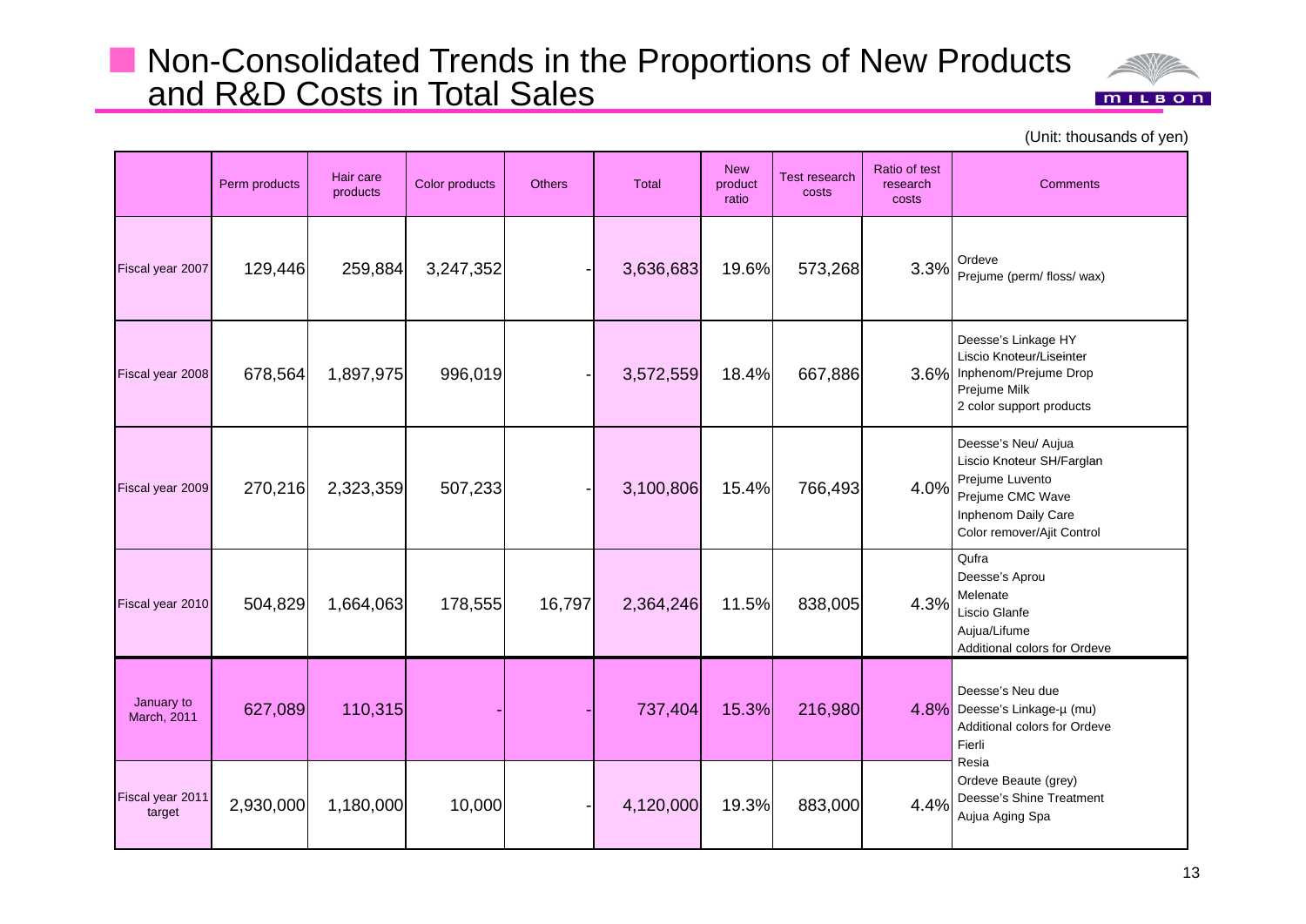# Non-Consolidated Trends in the Proportions of New Products and R&D Costs in Total Sales

(Unit: thousands of yen)

| | Perm products | Hair care products | Color products | Others | Total | New product ratio | Test research costs | Ratio of test research costs | Comments |
|---|---|---|---|---|---|---|---|---|---|
| Fiscal year 2007 | 129,446 | 259,884 | 3,247,352 | - | 3,636,683 | 19.6% | 573,268 | 3.3% | Ordeve<br>Prejume (perm/ floss/ wax) |
| Fiscal year 2008 | 678,564 | 1,897,975 | 996,019 | - | 3,572,559 | 18.4% | 667,886 | 3.6% | Deesse's Linkage HY<br>Liscio Knoteur/Liseinter<br>Inphenom/Prejume Drop<br>Prejume Milk<br>2 color support products |
| Fiscal year 2009 | 270,216 | 2,323,359 | 507,233 | - | 3,100,806 | 15.4% | 766,493 | 4.0% | Deesse's Neu/ Aujua<br>Liscio Knoteur SH/Farglan<br>Prejume Luvento<br>Prejume CMC Wave<br>Inphenom Daily Care<br>Color remover/Ajit Control |
| Fiscal year 2010 | 504,829 | 1,664,063 | 178,555 | 16,797 | 2,364,246 | 11.5% | 838,005 | 4.3% | Qufra<br>Deesse's Aprou<br>Melenate<br>Liscio Glanfe<br>Aujua/Lifume<br>Additional colors for Ordeve |
| January to March, 2011 | 627,089 | 110,315 | - | - | 737,404 | 15.3% | 216,980 | 4.8% | Deesse's Neu due<br>Deesse's Linkage-μ (mu)<br>Additional colors for Ordeve<br>Fierli<br>Resia<br>Ordeve Beaute (grey)<br>Deesse's Shine Treatment<br>Aujua Aging Spa |
| Fiscal year 2011 target | 2,930,000 | 1,180,000 | 10,000 | - | 4,120,000 | 19.3% | 883,000 | 4.4% | |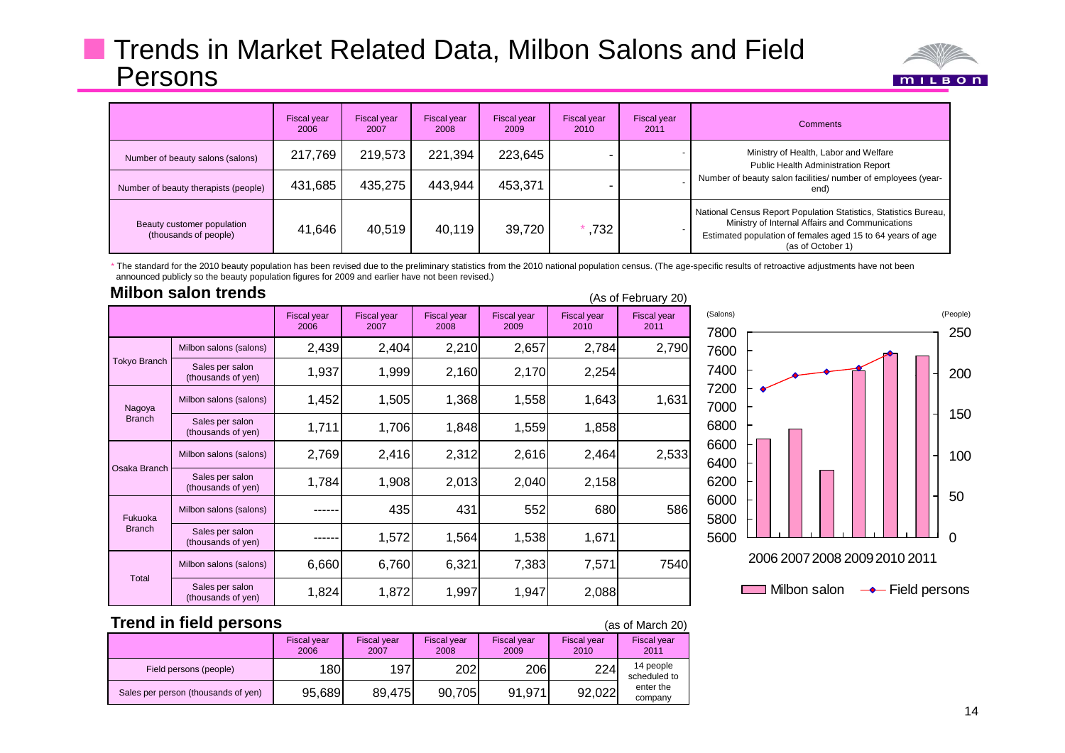# Trends in Market Related Data, Milbon Salons and Field Persons

| | Fiscal year 2006 | Fiscal year 2007 | Fiscal year 2008 | Fiscal year 2009 | Fiscal year 2010 | Fiscal year 2011 | Comments |
|---|---|---|---|---|---|---|---|
| Number of beauty salons (salons) | 217,769 | 219,573 | 221,394 | 223,645 | - | - | Ministry of Health, Labor and Welfare Public Health Administration Report |
| Number of beauty therapists (people) | 431,685 | 435,275 | 443,944 | 453,371 | - | - | Number of beauty salon facilities/ number of employees (year-end) |
| Beauty customer population (thousands of people) | 41,646 | 40,519 | 40,119 | 39,720 | * ,732 | - | National Census Report Population Statistics, Statistics Bureau, Ministry of Internal Affairs and Communications Estimated population of females aged 15 to 64 years of age (as of October 1) |

* The standard for the 2010 beauty population has been revised due to the preliminary statistics from the 2010 national population census. (The age-specific results of retroactive adjustments have not been announced publicly so the beauty population figures for 2009 and earlier have not been revised.)

## Milbon salon trends

(As of February 20)

| | | Fiscal year 2006 | Fiscal year 2007 | Fiscal year 2008 | Fiscal year 2009 | Fiscal year 2010 | Fiscal year 2011 |
|---|---|---|---|---|---|---|---|
| Tokyo Branch | Milbon salons (salons) | 2,439 | 2,404 | 2,210 | 2,657 | 2,784 | 2,790 |
| | Sales per salon (thousands of yen) | 1,937 | 1,999 | 2,160 | 2,170 | 2,254 | |
| Nagoya Branch | Milbon salons (salons) | 1,452 | 1,505 | 1,368 | 1,558 | 1,643 | 1,631 |
| | Sales per salon (thousands of yen) | 1,711 | 1,706 | 1,848 | 1,559 | 1,858 | |
| Osaka Branch | Milbon salons (salons) | 2,769 | 2,416 | 2,312 | 2,616 | 2,464 | 2,533 |
| | Sales per salon (thousands of yen) | 1,784 | 1,908 | 2,013 | 2,040 | 2,158 | |
| Fukuoka Branch | Milbon salons (salons) | ------ | 435 | 431 | 552 | 680 | 586 |
| | Sales per salon (thousands of yen) | ------ | 1,572 | 1,564 | 1,538 | 1,671 | |
| Total | Milbon salons (salons) | 6,660 | 6,760 | 6,321 | 7,383 | 7,571 | 7540 |
| | Sales per salon (thousands of yen) | 1,824 | 1,872 | 1,997 | 1,947 | 2,088 | |

(Salons) 7800, 7600, 7400, 7200, 7000, 6800, 6600, 6400, 6200, 6000, 5800, 5600
(People) 250, 200, 150, 100, 50, 0
2006 2007 2008 2009 2010 2011
Milbon salon — Field persons

## Trend in field persons

(as of March 20)

| | Fiscal year 2006 | Fiscal year 2007 | Fiscal year 2008 | Fiscal year 2009 | Fiscal year 2010 | Fiscal year 2011 |
|---|---|---|---|---|---|---|
| Field persons (people) | 180 | 197 | 202 | 206 | 224 | 14 people scheduled to enter the company |
| Sales per person (thousands of yen) | 95,689 | 89,475 | 90,705 | 91,971 | 92,022 | |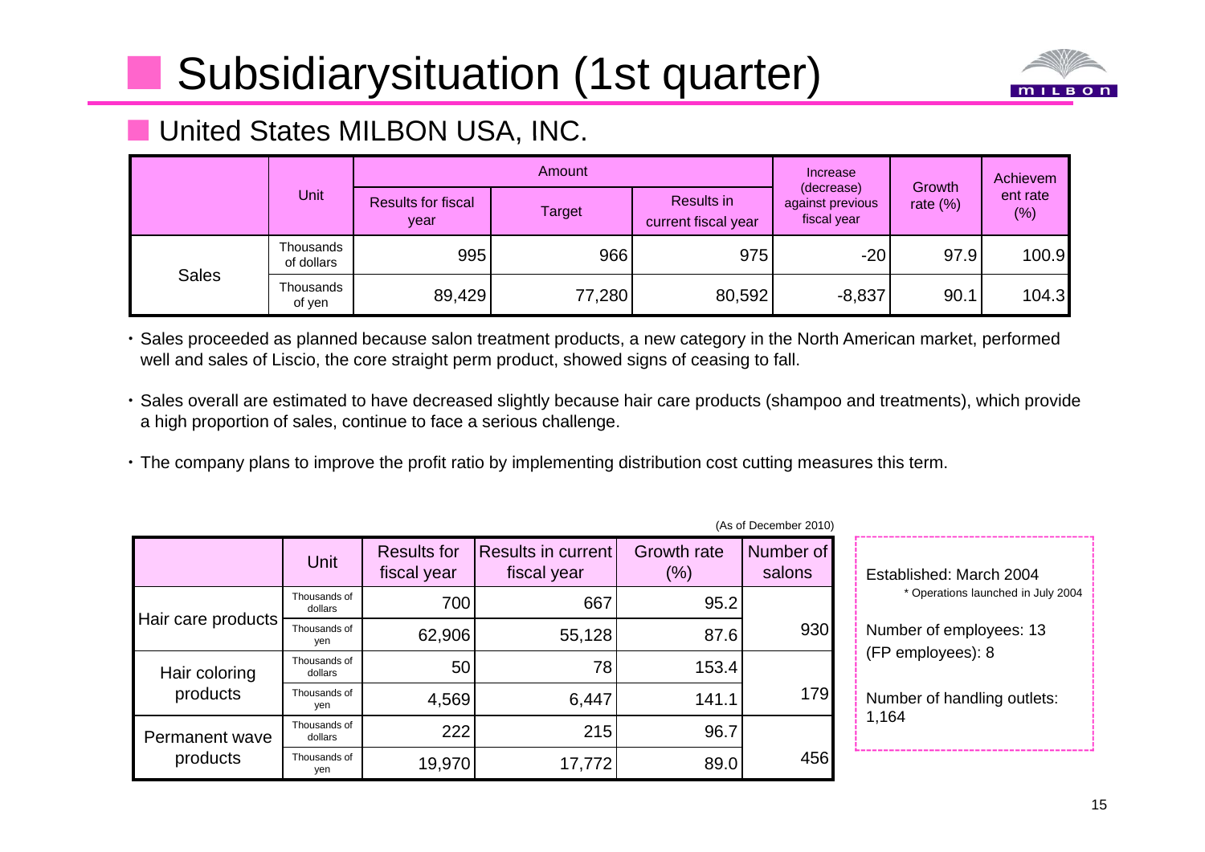# Subsidiarysituation (1st quarter)

## United States MILBON USA, INC.

| | Unit | Amount | | | Increase (decrease) against previous fiscal year | Growth rate (%) | Achievement rate (%) |
|---|---|---|---|---|---|---|---|
| | | Results for fiscal year | Target | Results in current fiscal year | | | |
| Sales | Thousands of dollars | 995 | 966 | 975 | -20 | 97.9 | 100.9 |
| | Thousands of yen | 89,429 | 77,280 | 80,592 | -8,837 | 90.1 | 104.3 |

- Sales proceeded as planned because salon treatment products, a new category in the North American market, performed well and sales of Liscio, the core straight perm product, showed signs of ceasing to fall.
- Sales overall are estimated to have decreased slightly because hair care products (shampoo and treatments), which provide a high proportion of sales, continue to face a serious challenge.
- The company plans to improve the profit ratio by implementing distribution cost cutting measures this term.

(As of December 2010)

| | Unit | Results for fiscal year | Results in current fiscal year | Growth rate (%) | Number of salons |
|---|---|---|---|---|---|
| Hair care products | Thousands of dollars | 700 | 667 | 95.2 | |
| | Thousands of yen | 62,906 | 55,128 | 87.6 | 930 |
| Hair coloring products | Thousands of dollars | 50 | 78 | 153.4 | |
| | Thousands of yen | 4,569 | 6,447 | 141.1 | 179 |
| Permanent wave products | Thousands of dollars | 222 | 215 | 96.7 | |
| | Thousands of yen | 19,970 | 17,772 | 89.0 | 456 |

Established: March 2004
* Operations launched in July 2004

Number of employees: 13
(FP employees): 8

Number of handling outlets: 1,164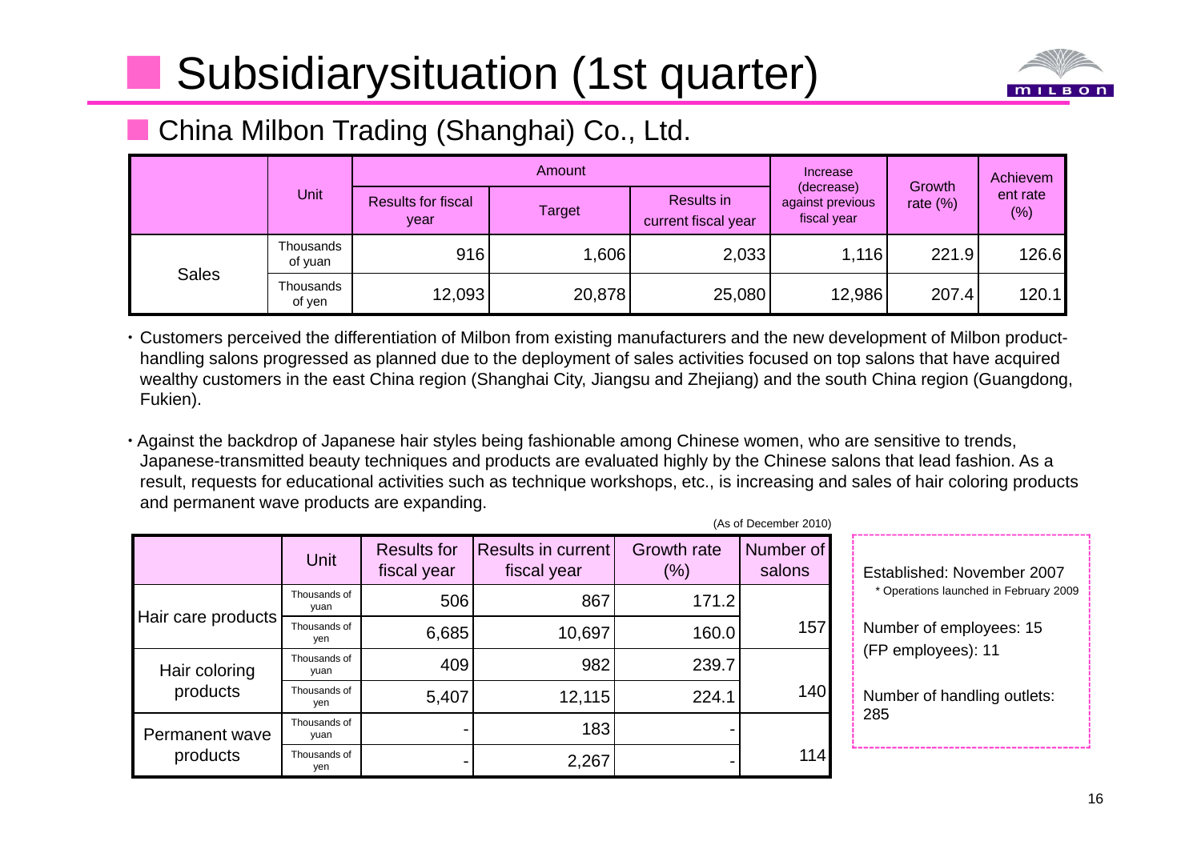# Subsidiarysituation (1st quarter)

## China Milbon Trading (Shanghai) Co., Ltd.

| | Unit | Amount | | | Increase (decrease) against previous fiscal year | Growth rate (%) | Achievement rate (%) |
|---|---|---|---|---|---|---|---|
| | | Results for fiscal year | Target | Results in current fiscal year | | | |
| Sales | Thousands of yuan | 916 | 1,606 | 2,033 | 1,116 | 221.9 | 126.6 |
| | Thousands of yen | 12,093 | 20,878 | 25,080 | 12,986 | 207.4 | 120.1 |

- Customers perceived the differentiation of Milbon from existing manufacturers and the new development of Milbon product-handling salons progressed as planned due to the deployment of sales activities focused on top salons that have acquired wealthy customers in the east China region (Shanghai City, Jiangsu and Zhejiang) and the south China region (Guangdong, Fukien).

- Against the backdrop of Japanese hair styles being fashionable among Chinese women, who are sensitive to trends, Japanese-transmitted beauty techniques and products are evaluated highly by the Chinese salons that lead fashion. As a result, requests for educational activities such as technique workshops, etc., is increasing and sales of hair coloring products and permanent wave products are expanding.

(As of December 2010)

| | Unit | Results for fiscal year | Results in current fiscal year | Growth rate (%) | Number of salons |
|---|---|---|---|---|---|
| Hair care products | Thousands of yuan | 506 | 867 | 171.2 | |
| | Thousands of yen | 6,685 | 10,697 | 160.0 | 157 |
| Hair coloring products | Thousands of yuan | 409 | 982 | 239.7 | |
| | Thousands of yen | 5,407 | 12,115 | 224.1 | 140 |
| Permanent wave products | Thousands of yuan | - | 183 | - | |
| | Thousands of yen | - | 2,267 | - | 114 |

Established: November 2007
* Operations launched in February 2009

Number of employees: 15
(FP employees): 11

Number of handling outlets: 285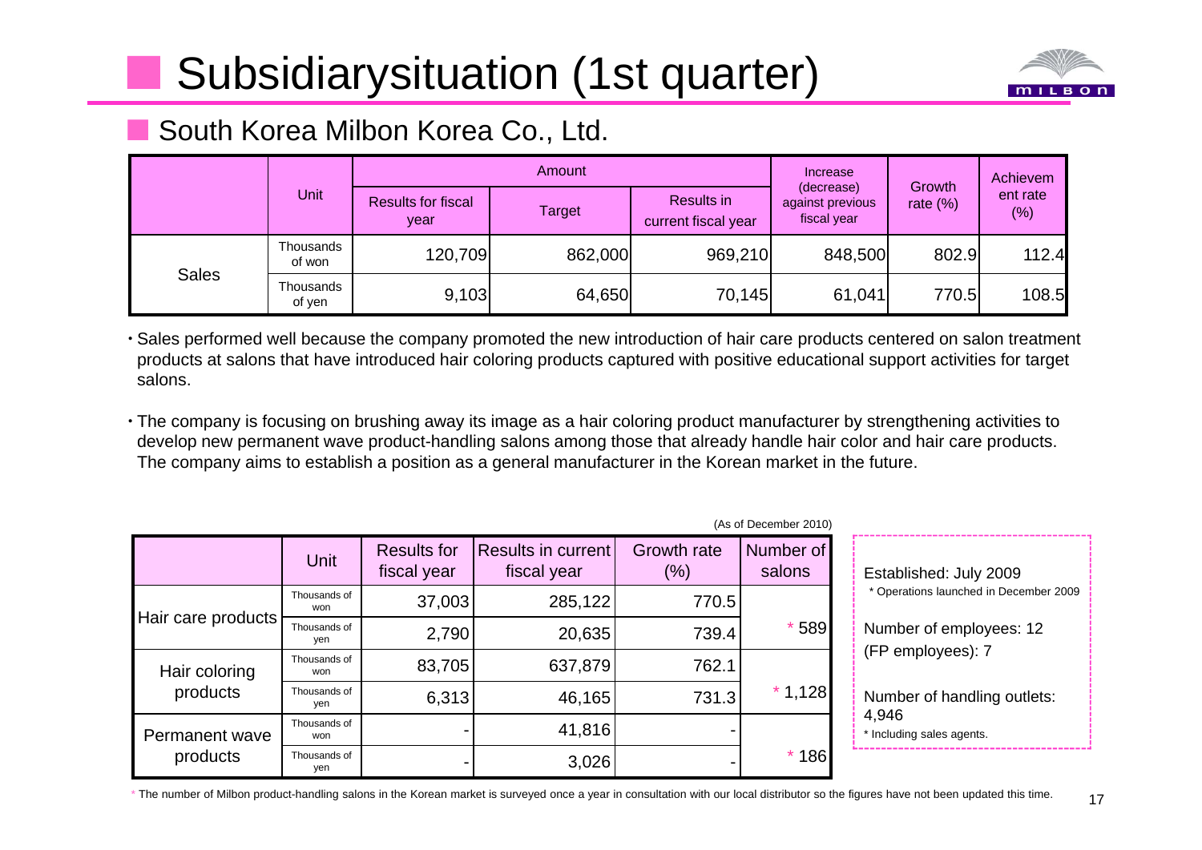# Subsidiarysituation (1st quarter)

## South Korea Milbon Korea Co., Ltd.

| | Unit | Amount | | | Increase (decrease) against previous fiscal year | Growth rate (%) | Achievement rate (%) |
|---|---|---|---|---|---|---|---|
| | | Results for fiscal year | Target | Results in current fiscal year | | | |
| Sales | Thousands of won | 120,709 | 862,000 | 969,210 | 848,500 | 802.9 | 112.4 |
| | Thousands of yen | 9,103 | 64,650 | 70,145 | 61,041 | 770.5 | 108.5 |

- Sales performed well because the company promoted the new introduction of hair care products centered on salon treatment products at salons that have introduced hair coloring products captured with positive educational support activities for target salons.
- The company is focusing on brushing away its image as a hair coloring product manufacturer by strengthening activities to develop new permanent wave product-handling salons among those that already handle hair color and hair care products. The company aims to establish a position as a general manufacturer in the Korean market in the future.

(As of December 2010)

| | Unit | Results for fiscal year | Results in current fiscal year | Growth rate (%) | Number of salons |
|---|---|---|---|---|---|
| Hair care products | Thousands of won | 37,003 | 285,122 | 770.5 | * 589 |
| | Thousands of yen | 2,790 | 20,635 | 739.4 | |
| Hair coloring products | Thousands of won | 83,705 | 637,879 | 762.1 | * 1,128 |
| | Thousands of yen | 6,313 | 46,165 | 731.3 | |
| Permanent wave products | Thousands of won | - | 41,816 | - | * 186 |
| | Thousands of yen | - | 3,026 | - | |

Established: July 2009
* Operations launched in December 2009

Number of employees: 12
(FP employees): 7

Number of handling outlets: 4,946
* Including sales agents.

* The number of Milbon product-handling salons in the Korean market is surveyed once a year in consultation with our local distributor so the figures have not been updated this time.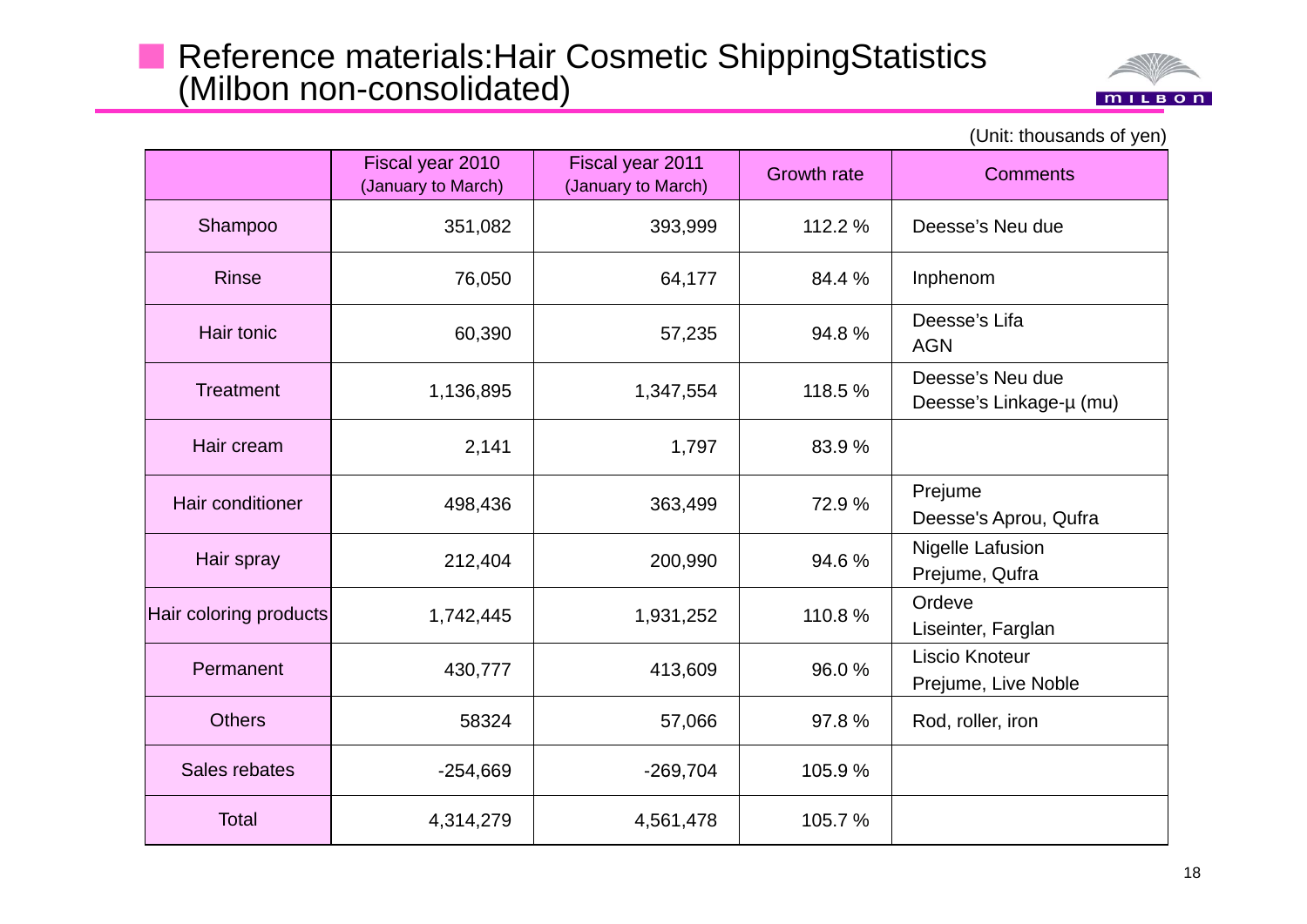## Reference materials:Hair Cosmetic ShippingStatistics (Milbon non-consolidated)

(Unit: thousands of yen)

| | Fiscal year 2010 (January to March) | Fiscal year 2011 (January to March) | Growth rate | Comments |
|---|---|---|---|---|
| Shampoo | 351,082 | 393,999 | 112.2 % | Deesse's Neu due |
| Rinse | 76,050 | 64,177 | 84.4 % | Inphenom |
| Hair tonic | 60,390 | 57,235 | 94.8 % | Deesse's Lifa<br>AGN |
| Treatment | 1,136,895 | 1,347,554 | 118.5 % | Deesse's Neu due<br>Deesse's Linkage-μ (mu) |
| Hair cream | 2,141 | 1,797 | 83.9 % | |
| Hair conditioner | 498,436 | 363,499 | 72.9 % | Prejume<br>Deesse's Aprou, Qufra |
| Hair spray | 212,404 | 200,990 | 94.6 % | Nigelle Lafusion<br>Prejume, Qufra |
| Hair coloring products | 1,742,445 | 1,931,252 | 110.8 % | Ordeve<br>Liseinter, Farglan |
| Permanent | 430,777 | 413,609 | 96.0 % | Liscio Knoteur<br>Prejume, Live Noble |
| Others | 58324 | 57,066 | 97.8 % | Rod, roller, iron |
| Sales rebates | -254,669 | -269,704 | 105.9 % | |
| Total | 4,314,279 | 4,561,478 | 105.7 % | |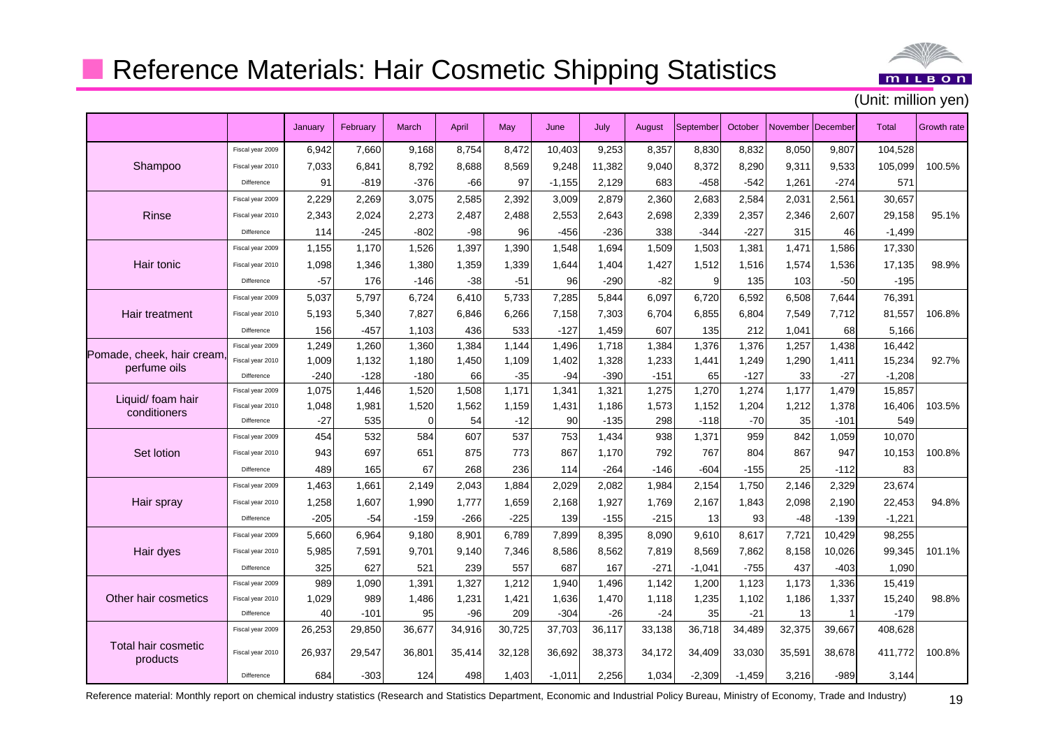## Reference Materials: Hair Cosmetic Shipping Statistics

(Unit: million yen)

| | | January | February | March | April | May | June | July | August | September | October | November | December | Total | Growth rate |
|---|---|---|---|---|---|---|---|---|---|---|---|---|---|---|---|
| Shampoo | Fiscal year 2009 | 6,942 | 7,660 | 9,168 | 8,754 | 8,472 | 10,403 | 9,253 | 8,357 | 8,830 | 8,832 | 8,050 | 9,807 | 104,528 | |
| | Fiscal year 2010 | 7,033 | 6,841 | 8,792 | 8,688 | 8,569 | 9,248 | 11,382 | 9,040 | 8,372 | 8,290 | 9,311 | 9,533 | 105,099 | 100.5% |
| | Difference | 91 | -819 | -376 | -66 | 97 | -1,155 | 2,129 | 683 | -458 | -542 | 1,261 | -274 | 571 | |
| Rinse | Fiscal year 2009 | 2,229 | 2,269 | 3,075 | 2,585 | 2,392 | 3,009 | 2,879 | 2,360 | 2,683 | 2,584 | 2,031 | 2,561 | 30,657 | |
| | Fiscal year 2010 | 2,343 | 2,024 | 2,273 | 2,487 | 2,488 | 2,553 | 2,643 | 2,698 | 2,339 | 2,357 | 2,346 | 2,607 | 29,158 | 95.1% |
| | Difference | 114 | -245 | -802 | -98 | 96 | -456 | -236 | 338 | -344 | -227 | 315 | 46 | -1,499 | |
| Hair tonic | Fiscal year 2009 | 1,155 | 1,170 | 1,526 | 1,397 | 1,390 | 1,548 | 1,694 | 1,509 | 1,503 | 1,381 | 1,471 | 1,586 | 17,330 | |
| | Fiscal year 2010 | 1,098 | 1,346 | 1,380 | 1,359 | 1,339 | 1,644 | 1,404 | 1,427 | 1,512 | 1,516 | 1,574 | 1,536 | 17,135 | 98.9% |
| | Difference | -57 | 176 | -146 | -38 | -51 | 96 | -290 | -82 | 9 | 135 | 103 | -50 | -195 | |
| Hair treatment | Fiscal year 2009 | 5,037 | 5,797 | 6,724 | 6,410 | 5,733 | 7,285 | 5,844 | 6,097 | 6,720 | 6,592 | 6,508 | 7,644 | 76,391 | |
| | Fiscal year 2010 | 5,193 | 5,340 | 7,827 | 6,846 | 6,266 | 7,158 | 7,303 | 6,704 | 6,855 | 6,804 | 7,549 | 7,712 | 81,557 | 106.8% |
| | Difference | 156 | -457 | 1,103 | 436 | 533 | -127 | 1,459 | 607 | 135 | 212 | 1,041 | 68 | 5,166 | |
| Pomade, cheek, hair cream, perfume oils | Fiscal year 2009 | 1,249 | 1,260 | 1,360 | 1,384 | 1,144 | 1,496 | 1,718 | 1,384 | 1,376 | 1,376 | 1,257 | 1,438 | 16,442 | |
| | Fiscal year 2010 | 1,009 | 1,132 | 1,180 | 1,450 | 1,109 | 1,402 | 1,328 | 1,233 | 1,441 | 1,249 | 1,290 | 1,411 | 15,234 | 92.7% |
| | Difference | -240 | -128 | -180 | 66 | -35 | -94 | -390 | -151 | 65 | -127 | 33 | -27 | -1,208 | |
| Liquid/ foam hair conditioners | Fiscal year 2009 | 1,075 | 1,446 | 1,520 | 1,508 | 1,171 | 1,341 | 1,321 | 1,275 | 1,270 | 1,274 | 1,177 | 1,479 | 15,857 | |
| | Fiscal year 2010 | 1,048 | 1,981 | 1,520 | 1,562 | 1,159 | 1,431 | 1,186 | 1,573 | 1,152 | 1,204 | 1,212 | 1,378 | 16,406 | 103.5% |
| | Difference | -27 | 535 | 0 | 54 | -12 | 90 | -135 | 298 | -118 | -70 | 35 | -101 | 549 | |
| Set lotion | Fiscal year 2009 | 454 | 532 | 584 | 607 | 537 | 753 | 1,434 | 938 | 1,371 | 959 | 842 | 1,059 | 10,070 | |
| | Fiscal year 2010 | 943 | 697 | 651 | 875 | 773 | 867 | 1,170 | 792 | 767 | 804 | 867 | 947 | 10,153 | 100.8% |
| | Difference | 489 | 165 | 67 | 268 | 236 | 114 | -264 | -146 | -604 | -155 | 25 | -112 | 83 | |
| Hair spray | Fiscal year 2009 | 1,463 | 1,661 | 2,149 | 2,043 | 1,884 | 2,029 | 2,082 | 1,984 | 2,154 | 1,750 | 2,146 | 2,329 | 23,674 | |
| | Fiscal year 2010 | 1,258 | 1,607 | 1,990 | 1,777 | 1,659 | 2,168 | 1,927 | 1,769 | 2,167 | 1,843 | 2,098 | 2,190 | 22,453 | 94.8% |
| | Difference | -205 | -54 | -159 | -266 | -225 | 139 | -155 | -215 | 13 | 93 | -48 | -139 | -1,221 | |
| Hair dyes | Fiscal year 2009 | 5,660 | 6,964 | 9,180 | 8,901 | 6,789 | 7,899 | 8,395 | 8,090 | 9,610 | 8,617 | 7,721 | 10,429 | 98,255 | |
| | Fiscal year 2010 | 5,985 | 7,591 | 9,701 | 9,140 | 7,346 | 8,586 | 8,562 | 7,819 | 8,569 | 7,862 | 8,158 | 10,026 | 99,345 | 101.1% |
| | Difference | 325 | 627 | 521 | 239 | 557 | 687 | 167 | -271 | -1,041 | -755 | 437 | -403 | 1,090 | |
| Other hair cosmetics | Fiscal year 2009 | 989 | 1,090 | 1,391 | 1,327 | 1,212 | 1,940 | 1,496 | 1,142 | 1,200 | 1,123 | 1,173 | 1,336 | 15,419 | |
| | Fiscal year 2010 | 1,029 | 989 | 1,486 | 1,231 | 1,421 | 1,636 | 1,470 | 1,118 | 1,235 | 1,102 | 1,186 | 1,337 | 15,240 | 98.8% |
| | Difference | 40 | -101 | 95 | -96 | 209 | -304 | -26 | -24 | 35 | -21 | 13 | 1 | -179 | |
| Total hair cosmetic products | Fiscal year 2009 | 26,253 | 29,850 | 36,677 | 34,916 | 30,725 | 37,703 | 36,117 | 33,138 | 36,718 | 34,489 | 32,375 | 39,667 | 408,628 | |
| | Fiscal year 2010 | 26,937 | 29,547 | 36,801 | 35,414 | 32,128 | 36,692 | 38,373 | 34,172 | 34,409 | 33,030 | 35,591 | 38,678 | 411,772 | 100.8% |
| | Difference | 684 | -303 | 124 | 498 | 1,403 | -1,011 | 2,256 | 1,034 | -2,309 | -1,459 | 3,216 | -989 | 3,144 | |

Reference material: Monthly report on chemical industry statistics (Research and Statistics Department, Economic and Industrial Policy Bureau, Ministry of Economy, Trade and Industry)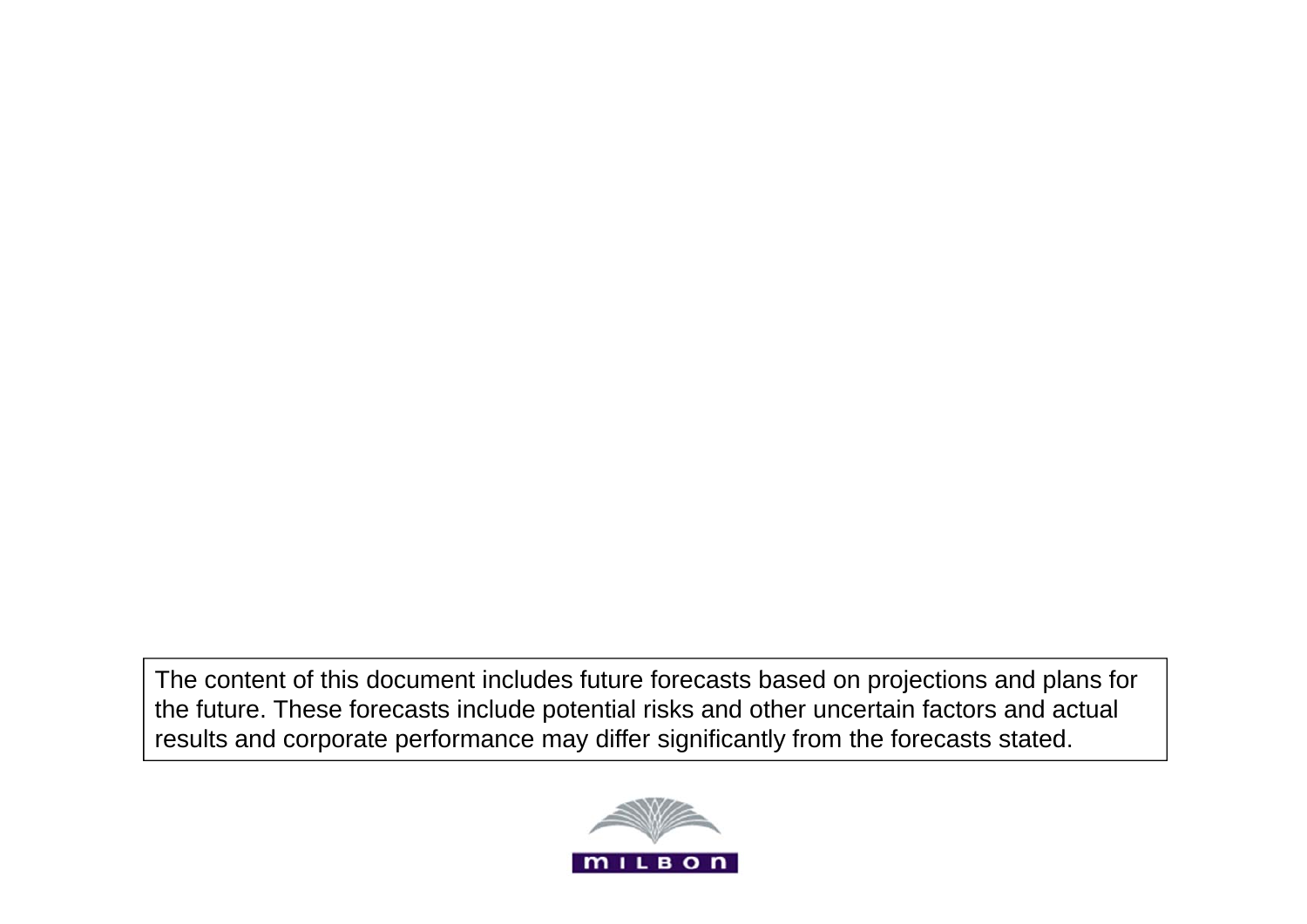The content of this document includes future forecasts based on projections and plans for the future. These forecasts include potential risks and other uncertain factors and actual results and corporate performance may differ significantly from the forecasts stated.

MILBON